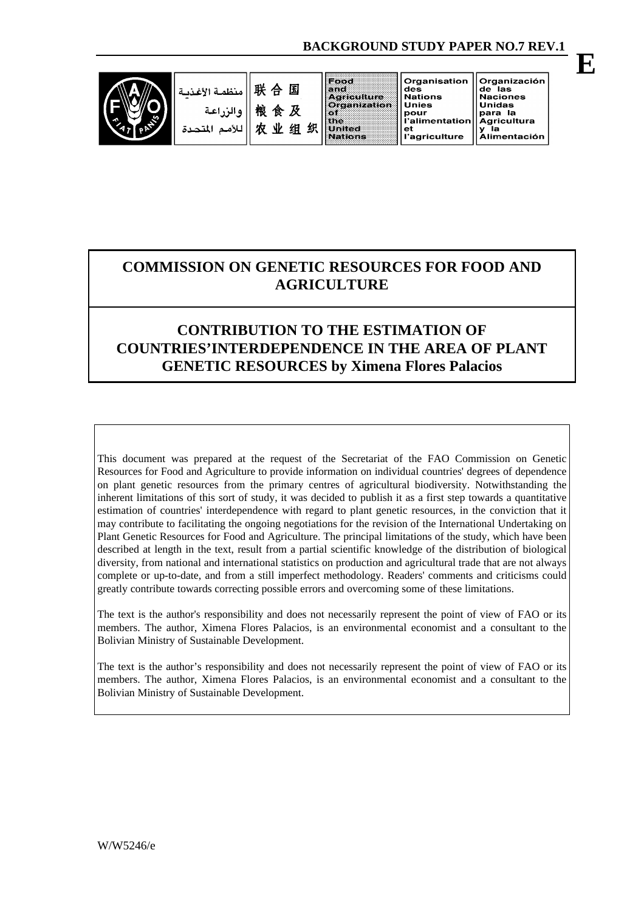**BACKGROUND STUDY PAPER NO.7 REV.1**

**E**

| منظمة الأغذية والزراعة للأمم المتحدة | 联合国粮食及农业组织 | Food and Agriculture Organization of the United Nations | Organisation des Nations Unies pour l'alimentation et l'agriculture | Organización de las Naciones Unidas para la Agricultura y la Alimentación |
|---|---|---|---|---|

# COMMISSION ON GENETIC RESOURCES FOR FOOD AND AGRICULTURE

## CONTRIBUTION TO THE ESTIMATION OF COUNTRIES'INTERDEPENDENCE IN THE AREA OF PLANT GENETIC RESOURCES by Ximena Flores Palacios

This document was prepared at the request of the Secretariat of the FAO Commission on Genetic Resources for Food and Agriculture to provide information on individual countries' degrees of dependence on plant genetic resources from the primary centres of agricultural biodiversity. Notwithstanding the inherent limitations of this sort of study, it was decided to publish it as a first step towards a quantitative estimation of countries' interdependence with regard to plant genetic resources, in the conviction that it may contribute to facilitating the ongoing negotiations for the revision of the International Undertaking on Plant Genetic Resources for Food and Agriculture. The principal limitations of the study, which have been described at length in the text, result from a partial scientific knowledge of the distribution of biological diversity, from national and international statistics on production and agricultural trade that are not always complete or up-to-date, and from a still imperfect methodology. Readers' comments and criticisms could greatly contribute towards correcting possible errors and overcoming some of these limitations.

The text is the author's responsibility and does not necessarily represent the point of view of FAO or its members. The author, Ximena Flores Palacios, is an environmental economist and a consultant to the Bolivian Ministry of Sustainable Development.

The text is the author's responsibility and does not necessarily represent the point of view of FAO or its members. The author, Ximena Flores Palacios, is an environmental economist and a consultant to the Bolivian Ministry of Sustainable Development.

W/W5246/e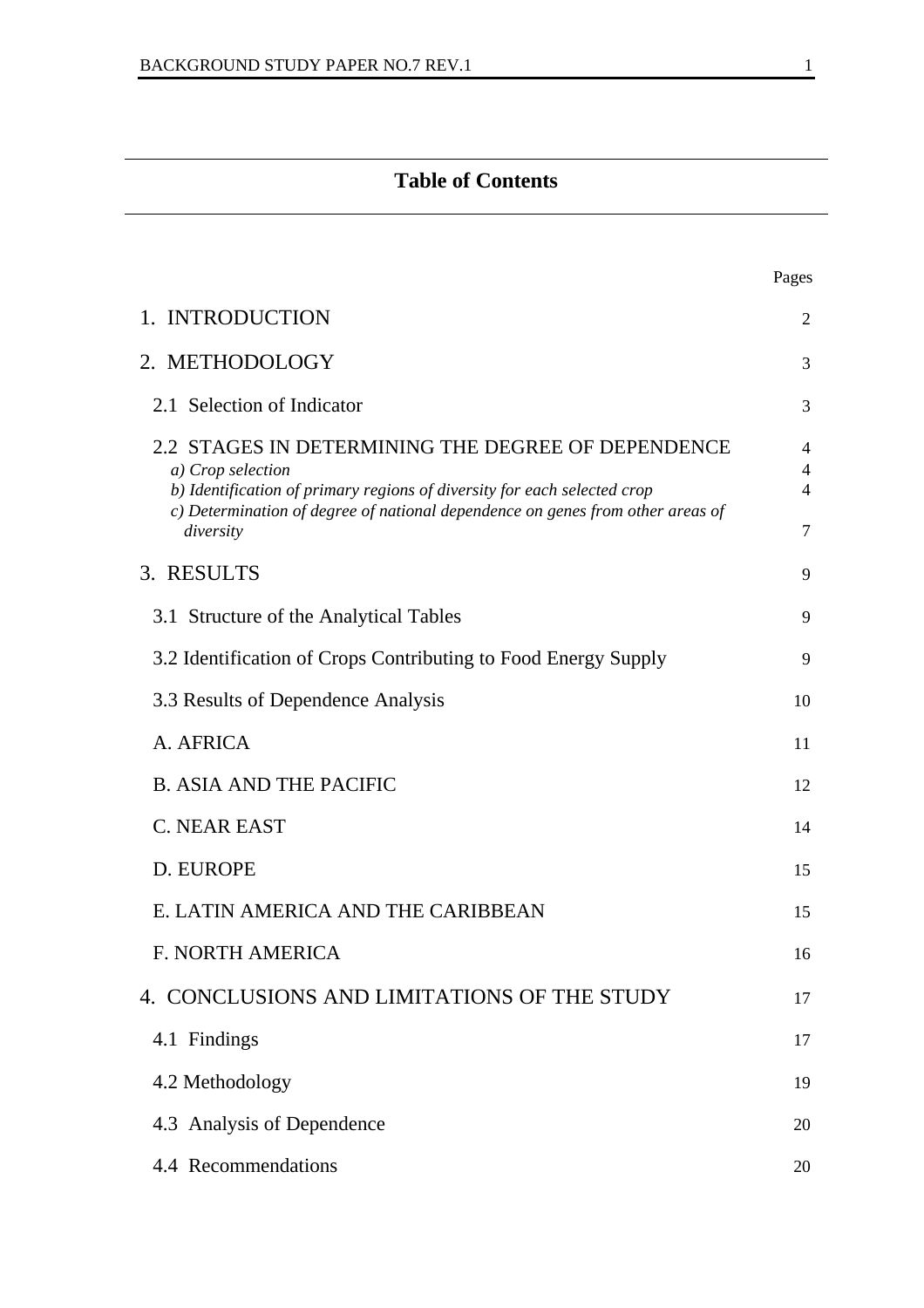## Table of Contents

| | Pages |
|---|---|
| 1. INTRODUCTION | 2 |
| 2. METHODOLOGY | 3 |
| 2.1 Selection of Indicator | 3 |
| 2.2 STAGES IN DETERMINING THE DEGREE OF DEPENDENCE | 4 |
| *a) Crop selection* | 4 |
| *b) Identification of primary regions of diversity for each selected crop* | 4 |
| *c) Determination of degree of national dependence on genes from other areas of diversity* | 7 |
| 3. RESULTS | 9 |
| 3.1 Structure of the Analytical Tables | 9 |
| 3.2 Identification of Crops Contributing to Food Energy Supply | 9 |
| 3.3 Results of Dependence Analysis | 10 |
| A. AFRICA | 11 |
| B. ASIA AND THE PACIFIC | 12 |
| C. NEAR EAST | 14 |
| D. EUROPE | 15 |
| E. LATIN AMERICA AND THE CARIBBEAN | 15 |
| F. NORTH AMERICA | 16 |
| 4. CONCLUSIONS AND LIMITATIONS OF THE STUDY | 17 |
| 4.1 Findings | 17 |
| 4.2 Methodology | 19 |
| 4.3 Analysis of Dependence | 20 |
| 4.4 Recommendations | 20 |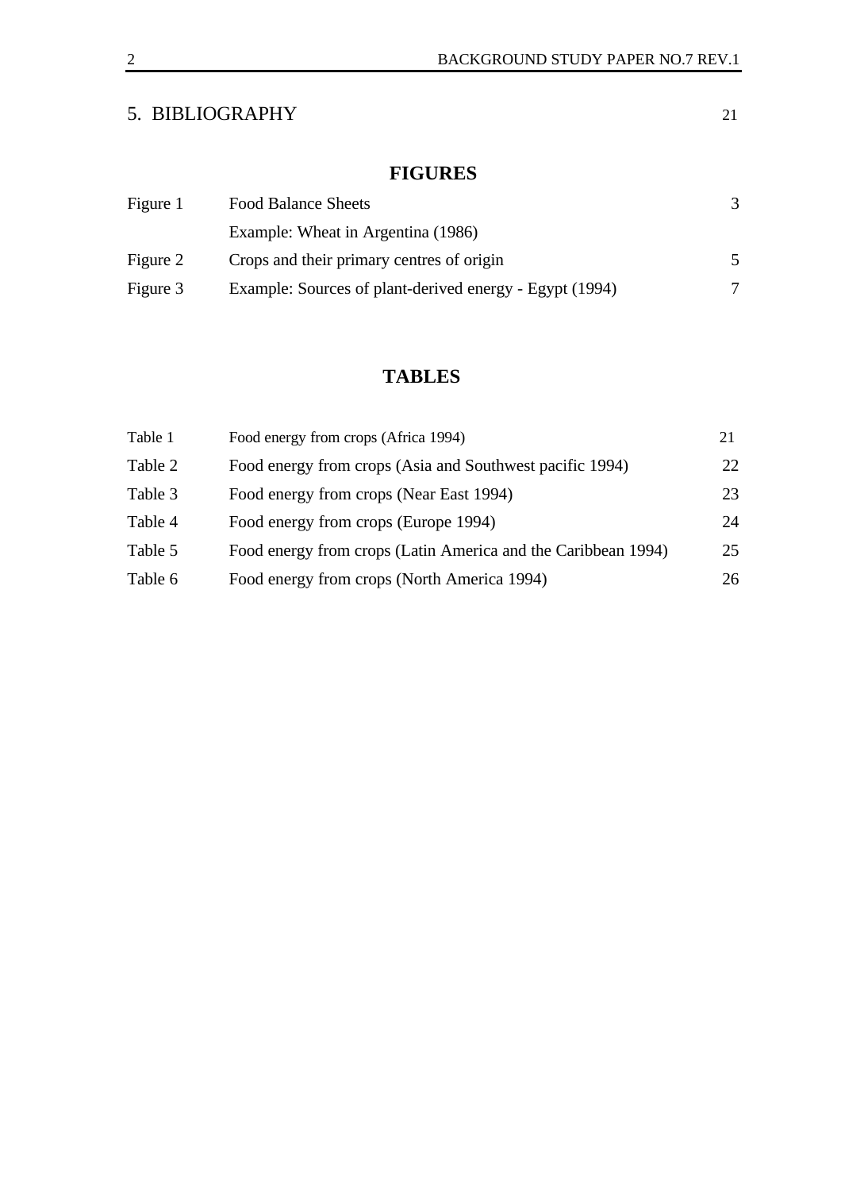5. BIBLIOGRAPHY 21

## FIGURES

| | | |
|---|---|---|
| Figure 1 | Food Balance Sheets | 3 |
| | Example: Wheat in Argentina (1986) | |
| Figure 2 | Crops and their primary centres of origin | 5 |
| Figure 3 | Example: Sources of plant-derived energy - Egypt (1994) | 7 |

## TABLES

| | | |
|---|---|---|
| Table 1 | Food energy from crops (Africa 1994) | 21 |
| Table 2 | Food energy from crops (Asia and Southwest pacific 1994) | 22 |
| Table 3 | Food energy from crops (Near East 1994) | 23 |
| Table 4 | Food energy from crops (Europe 1994) | 24 |
| Table 5 | Food energy from crops (Latin America and the Caribbean 1994) | 25 |
| Table 6 | Food energy from crops (North America 1994) | 26 |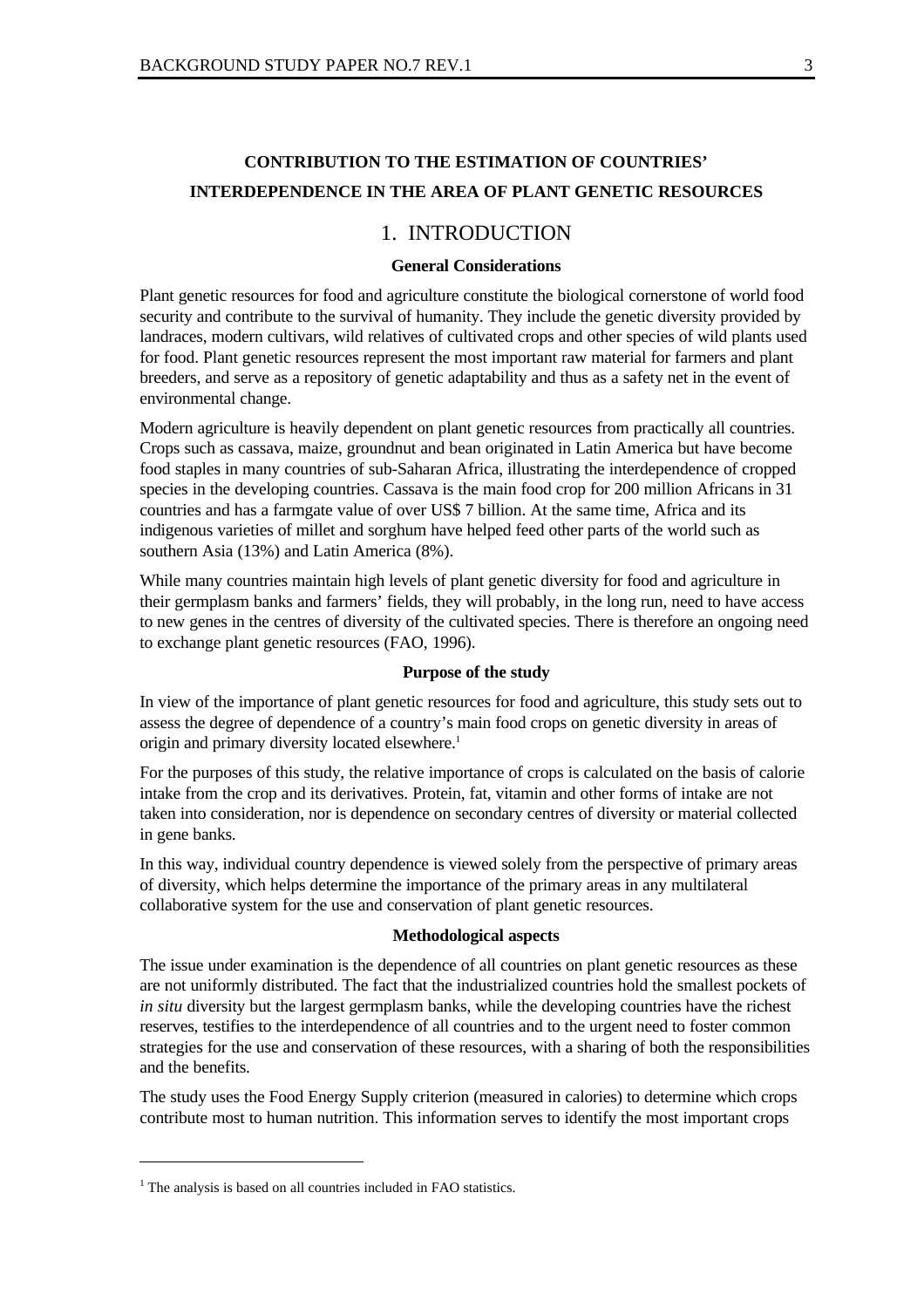# CONTRIBUTION TO THE ESTIMATION OF COUNTRIES' INTERDEPENDENCE IN THE AREA OF PLANT GENETIC RESOURCES

## 1. INTRODUCTION

### General Considerations

Plant genetic resources for food and agriculture constitute the biological cornerstone of world food security and contribute to the survival of humanity. They include the genetic diversity provided by landraces, modern cultivars, wild relatives of cultivated crops and other species of wild plants used for food. Plant genetic resources represent the most important raw material for farmers and plant breeders, and serve as a repository of genetic adaptability and thus as a safety net in the event of environmental change.

Modern agriculture is heavily dependent on plant genetic resources from practically all countries. Crops such as cassava, maize, groundnut and bean originated in Latin America but have become food staples in many countries of sub-Saharan Africa, illustrating the interdependence of cropped species in the developing countries. Cassava is the main food crop for 200 million Africans in 31 countries and has a farmgate value of over US$ 7 billion. At the same time, Africa and its indigenous varieties of millet and sorghum have helped feed other parts of the world such as southern Asia (13%) and Latin America (8%).

While many countries maintain high levels of plant genetic diversity for food and agriculture in their germplasm banks and farmers' fields, they will probably, in the long run, need to have access to new genes in the centres of diversity of the cultivated species. There is therefore an ongoing need to exchange plant genetic resources (FAO, 1996).

### Purpose of the study

In view of the importance of plant genetic resources for food and agriculture, this study sets out to assess the degree of dependence of a country's main food crops on genetic diversity in areas of origin and primary diversity located elsewhere.[1]

For the purposes of this study, the relative importance of crops is calculated on the basis of calorie intake from the crop and its derivatives. Protein, fat, vitamin and other forms of intake are not taken into consideration, nor is dependence on secondary centres of diversity or material collected in gene banks.

In this way, individual country dependence is viewed solely from the perspective of primary areas of diversity, which helps determine the importance of the primary areas in any multilateral collaborative system for the use and conservation of plant genetic resources.

### Methodological aspects

The issue under examination is the dependence of all countries on plant genetic resources as these are not uniformly distributed. The fact that the industrialized countries hold the smallest pockets of *in situ* diversity but the largest germplasm banks, while the developing countries have the richest reserves, testifies to the interdependence of all countries and to the urgent need to foster common strategies for the use and conservation of these resources, with a sharing of both the responsibilities and the benefits.

The study uses the Food Energy Supply criterion (measured in calories) to determine which crops contribute most to human nutrition. This information serves to identify the most important crops

[1] The analysis is based on all countries included in FAO statistics.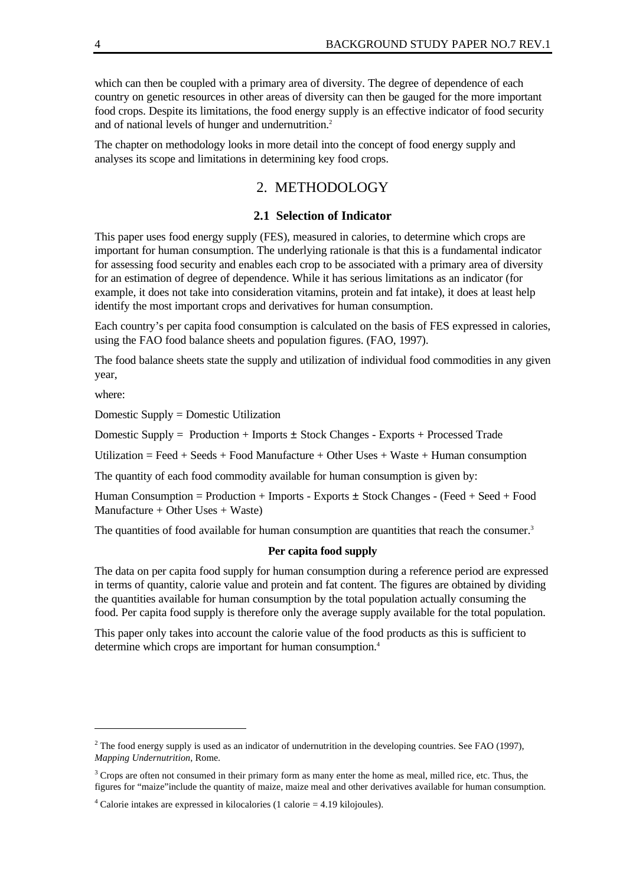which can then be coupled with a primary area of diversity. The degree of dependence of each country on genetic resources in other areas of diversity can then be gauged for the more important food crops. Despite its limitations, the food energy supply is an effective indicator of food security and of national levels of hunger and undernutrition.[2]

The chapter on methodology looks in more detail into the concept of food energy supply and analyses its scope and limitations in determining key food crops.

# 2. METHODOLOGY

## 2.1 Selection of Indicator

This paper uses food energy supply (FES), measured in calories, to determine which crops are important for human consumption. The underlying rationale is that this is a fundamental indicator for assessing food security and enables each crop to be associated with a primary area of diversity for an estimation of degree of dependence. While it has serious limitations as an indicator (for example, it does not take into consideration vitamins, protein and fat intake), it does at least help identify the most important crops and derivatives for human consumption.

Each country's per capita food consumption is calculated on the basis of FES expressed in calories, using the FAO food balance sheets and population figures. (FAO, 1997).

The food balance sheets state the supply and utilization of individual food commodities in any given year,

where:

Domestic Supply = Domestic Utilization

Domestic Supply = Production + Imports ± Stock Changes - Exports + Processed Trade

Utilization = Feed + Seeds + Food Manufacture + Other Uses + Waste + Human consumption

The quantity of each food commodity available for human consumption is given by:

Human Consumption = Production + Imports - Exports ± Stock Changes - (Feed + Seed + Food Manufacture + Other Uses + Waste)

The quantities of food available for human consumption are quantities that reach the consumer.[3]

**Per capita food supply**

The data on per capita food supply for human consumption during a reference period are expressed in terms of quantity, calorie value and protein and fat content. The figures are obtained by dividing the quantities available for human consumption by the total population actually consuming the food. Per capita food supply is therefore only the average supply available for the total population.

This paper only takes into account the calorie value of the food products as this is sufficient to determine which crops are important for human consumption.[4]

---

[2] The food energy supply is used as an indicator of undernutrition in the developing countries. See FAO (1997), *Mapping Undernutrition*, Rome.

[3] Crops are often not consumed in their primary form as many enter the home as meal, milled rice, etc. Thus, the figures for "maize"include the quantity of maize, maize meal and other derivatives available for human consumption.

[4] Calorie intakes are expressed in kilocalories (1 calorie = 4.19 kilojoules).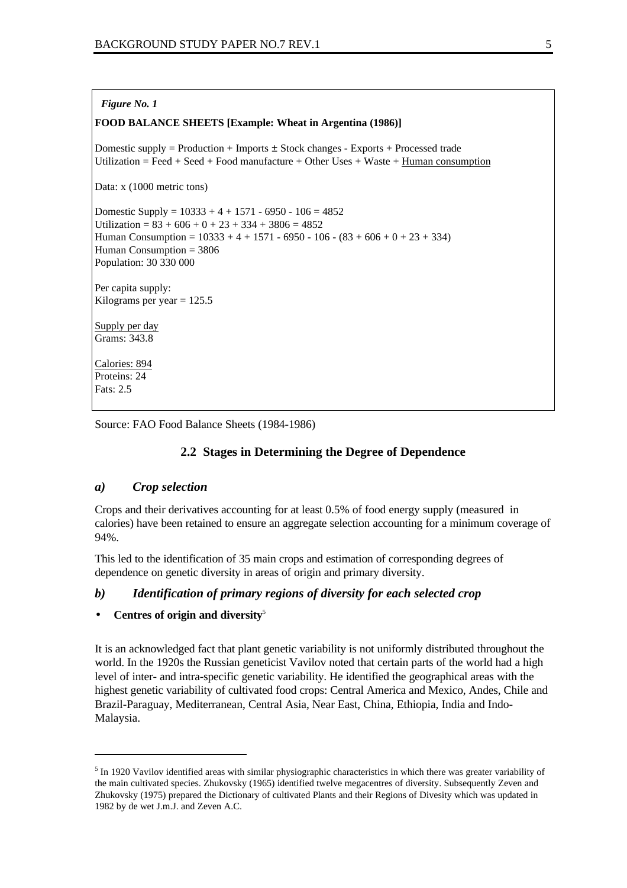*Figure No. 1*

**FOOD BALANCE SHEETS [Example: Wheat in Argentina (1986)]**

Domestic supply = Production + Imports ± Stock changes - Exports + Processed trade
Utilization = Feed + Seed + Food manufacture + Other Uses + Waste + <u>Human consumption</u>

Data: x (1000 metric tons)

Domestic Supply = 10333 + 4 + 1571 - 6950 - 106 = 4852
Utilization = 83 + 606 + 0 + 23 + 334 + 3806 = 4852
Human Consumption = 10333 + 4 + 1571 - 6950 - 106 - (83 + 606 + 0 + 23 + 334)
Human Consumption = 3806
Population: 30 330 000

Per capita supply:
Kilograms per year = 125.5

<u>Supply per day</u>
Grams: 343.8

<u>Calories: 894</u>
Proteins: 24
Fats: 2.5

Source: FAO Food Balance Sheets (1984-1986)

## 2.2 Stages in Determining the Degree of Dependence

### *a) Crop selection*

Crops and their derivatives accounting for at least 0.5% of food energy supply (measured in calories) have been retained to ensure an aggregate selection accounting for a minimum coverage of 94%.

This led to the identification of 35 main crops and estimation of corresponding degrees of dependence on genetic diversity in areas of origin and primary diversity.

### *b) Identification of primary regions of diversity for each selected crop*

- **Centres of origin and diversity**[5]

It is an acknowledged fact that plant genetic variability is not uniformly distributed throughout the world. In the 1920s the Russian geneticist Vavilov noted that certain parts of the world had a high level of inter- and intra-specific genetic variability. He identified the geographical areas with the highest genetic variability of cultivated food crops: Central America and Mexico, Andes, Chile and Brazil-Paraguay, Mediterranean, Central Asia, Near East, China, Ethiopia, India and Indo-Malaysia.

---

[5] In 1920 Vavilov identified areas with similar physiographic characteristics in which there was greater variability of the main cultivated species. Zhukovsky (1965) identified twelve megacentres of diversity. Subsequently Zeven and Zhukovsky (1975) prepared the Dictionary of cultivated Plants and their Regions of Divesity which was updated in 1982 by de wet J.m.J. and Zeven A.C.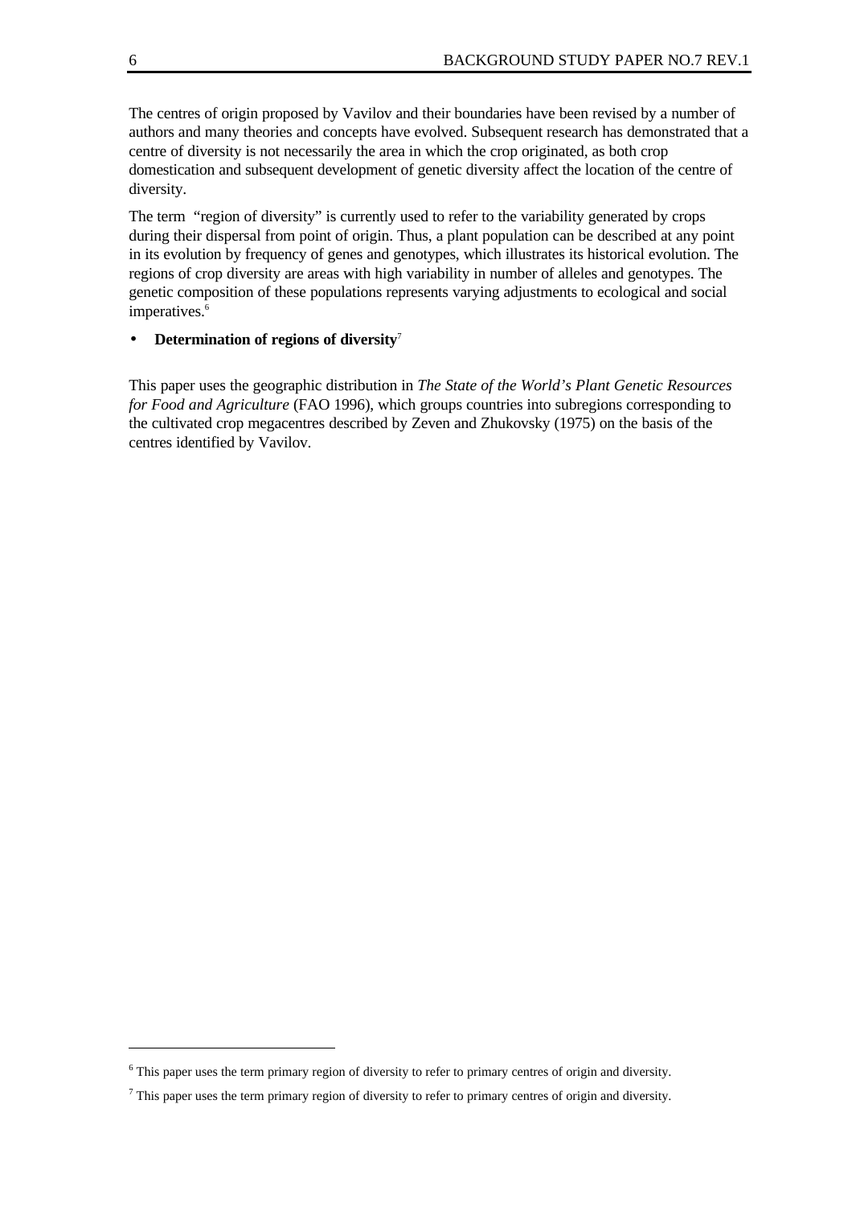The centres of origin proposed by Vavilov and their boundaries have been revised by a number of authors and many theories and concepts have evolved. Subsequent research has demonstrated that a centre of diversity is not necessarily the area in which the crop originated, as both crop domestication and subsequent development of genetic diversity affect the location of the centre of diversity.

The term "region of diversity" is currently used to refer to the variability generated by crops during their dispersal from point of origin. Thus, a plant population can be described at any point in its evolution by frequency of genes and genotypes, which illustrates its historical evolution. The regions of crop diversity are areas with high variability in number of alleles and genotypes. The genetic composition of these populations represents varying adjustments to ecological and social imperatives.[6]

- **Determination of regions of diversity**[7]

This paper uses the geographic distribution in *The State of the World's Plant Genetic Resources for Food and Agriculture* (FAO 1996), which groups countries into subregions corresponding to the cultivated crop megacentres described by Zeven and Zhukovsky (1975) on the basis of the centres identified by Vavilov.

---

[6] This paper uses the term primary region of diversity to refer to primary centres of origin and diversity.

[7] This paper uses the term primary region of diversity to refer to primary centres of origin and diversity.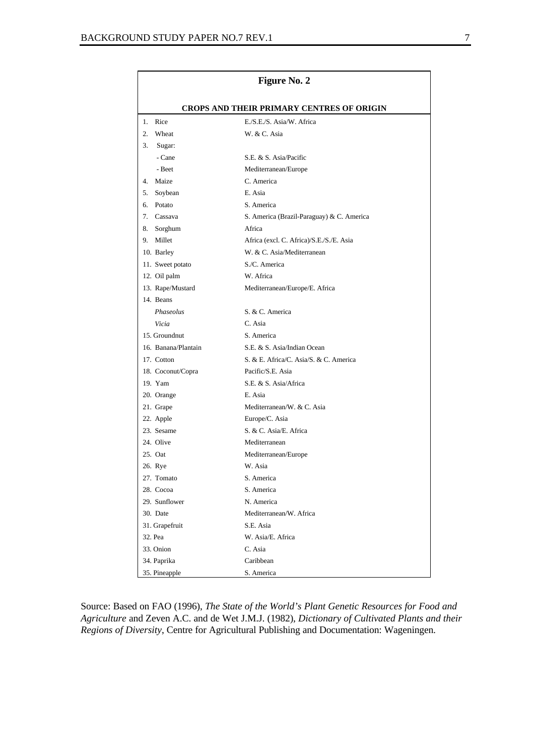**Figure No. 2**

**CROPS AND THEIR PRIMARY CENTRES OF ORIGIN**

| Crop | Primary centre of origin |
|---|---|
| 1. Rice | E./S.E./S. Asia/W. Africa |
| 2. Wheat | W. & C. Asia |
| 3. Sugar: | |
| - Cane | S.E. & S. Asia/Pacific |
| - Beet | Mediterranean/Europe |
| 4. Maize | C. America |
| 5. Soybean | E. Asia |
| 6. Potato | S. America |
| 7. Cassava | S. America (Brazil-Paraguay) & C. America |
| 8. Sorghum | Africa |
| 9. Millet | Africa (excl. C. Africa)/S.E./S./E. Asia |
| 10. Barley | W. & C. Asia/Mediterranean |
| 11. Sweet potato | S./C. America |
| 12. Oil palm | W. Africa |
| 13. Rape/Mustard | Mediterranean/Europe/E. Africa |
| 14. Beans | |
| *Phaseolus* | S. & C. America |
| *Vicia* | C. Asia |
| 15. Groundnut | S. America |
| 16. Banana/Plantain | S.E. & S. Asia/Indian Ocean |
| 17. Cotton | S. & E. Africa/C. Asia/S. & C. America |
| 18. Coconut/Copra | Pacific/S.E. Asia |
| 19. Yam | S.E. & S. Asia/Africa |
| 20. Orange | E. Asia |
| 21. Grape | Mediterranean/W. & C. Asia |
| 22. Apple | Europe/C. Asia |
| 23. Sesame | S. & C. Asia/E. Africa |
| 24. Olive | Mediterranean |
| 25. Oat | Mediterranean/Europe |
| 26. Rye | W. Asia |
| 27. Tomato | S. America |
| 28. Cocoa | S. America |
| 29. Sunflower | N. America |
| 30. Date | Mediterranean/W. Africa |
| 31. Grapefruit | S.E. Asia |
| 32. Pea | W. Asia/E. Africa |
| 33. Onion | C. Asia |
| 34. Paprika | Caribbean |
| 35. Pineapple | S. America |

Source: Based on FAO (1996), *The State of the World's Plant Genetic Resources for Food and Agriculture* and Zeven A.C. and de Wet J.M.J. (1982), *Dictionary of Cultivated Plants and their Regions of Diversity*, Centre for Agricultural Publishing and Documentation: Wageningen.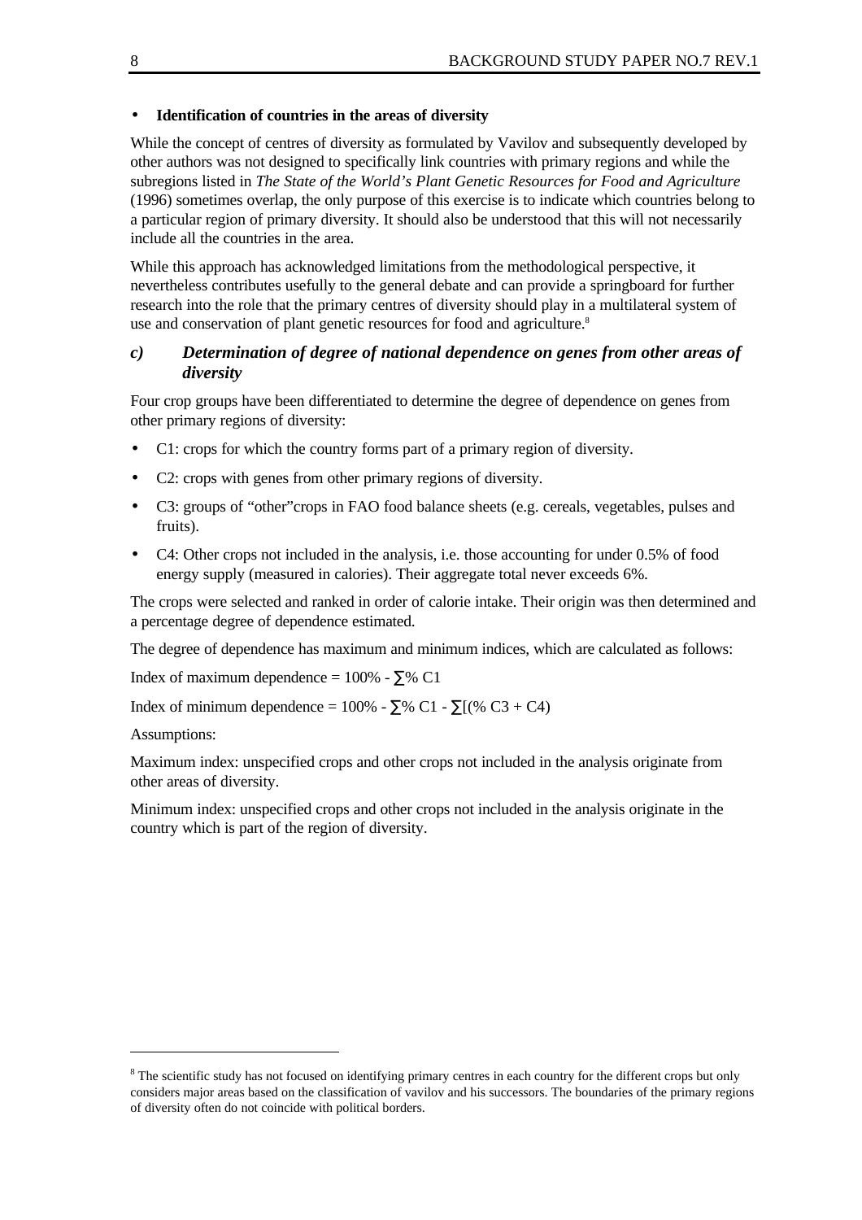- **Identification of countries in the areas of diversity**

While the concept of centres of diversity as formulated by Vavilov and subsequently developed by other authors was not designed to specifically link countries with primary regions and while the subregions listed in *The State of the World's Plant Genetic Resources for Food and Agriculture* (1996) sometimes overlap, the only purpose of this exercise is to indicate which countries belong to a particular region of primary diversity. It should also be understood that this will not necessarily include all the countries in the area.

While this approach has acknowledged limitations from the methodological perspective, it nevertheless contributes usefully to the general debate and can provide a springboard for further research into the role that the primary centres of diversity should play in a multilateral system of use and conservation of plant genetic resources for food and agriculture.[8]

### *c) Determination of degree of national dependence on genes from other areas of diversity*

Four crop groups have been differentiated to determine the degree of dependence on genes from other primary regions of diversity:

- C1: crops for which the country forms part of a primary region of diversity.
- C2: crops with genes from other primary regions of diversity.
- C3: groups of "other"crops in FAO food balance sheets (e.g. cereals, vegetables, pulses and fruits).
- C4: Other crops not included in the analysis, i.e. those accounting for under 0.5% of food energy supply (measured in calories). Their aggregate total never exceeds 6%.

The crops were selected and ranked in order of calorie intake. Their origin was then determined and a percentage degree of dependence estimated.

The degree of dependence has maximum and minimum indices, which are calculated as follows:

Index of maximum dependence = 100% - ∑% C1

Index of minimum dependence = 100% - ∑% C1 - ∑[(% C3 + C4)

Assumptions:

Maximum index: unspecified crops and other crops not included in the analysis originate from other areas of diversity.

Minimum index: unspecified crops and other crops not included in the analysis originate in the country which is part of the region of diversity.

---

[8] The scientific study has not focused on identifying primary centres in each country for the different crops but only considers major areas based on the classification of vavilov and his successors. The boundaries of the primary regions of diversity often do not coincide with political borders.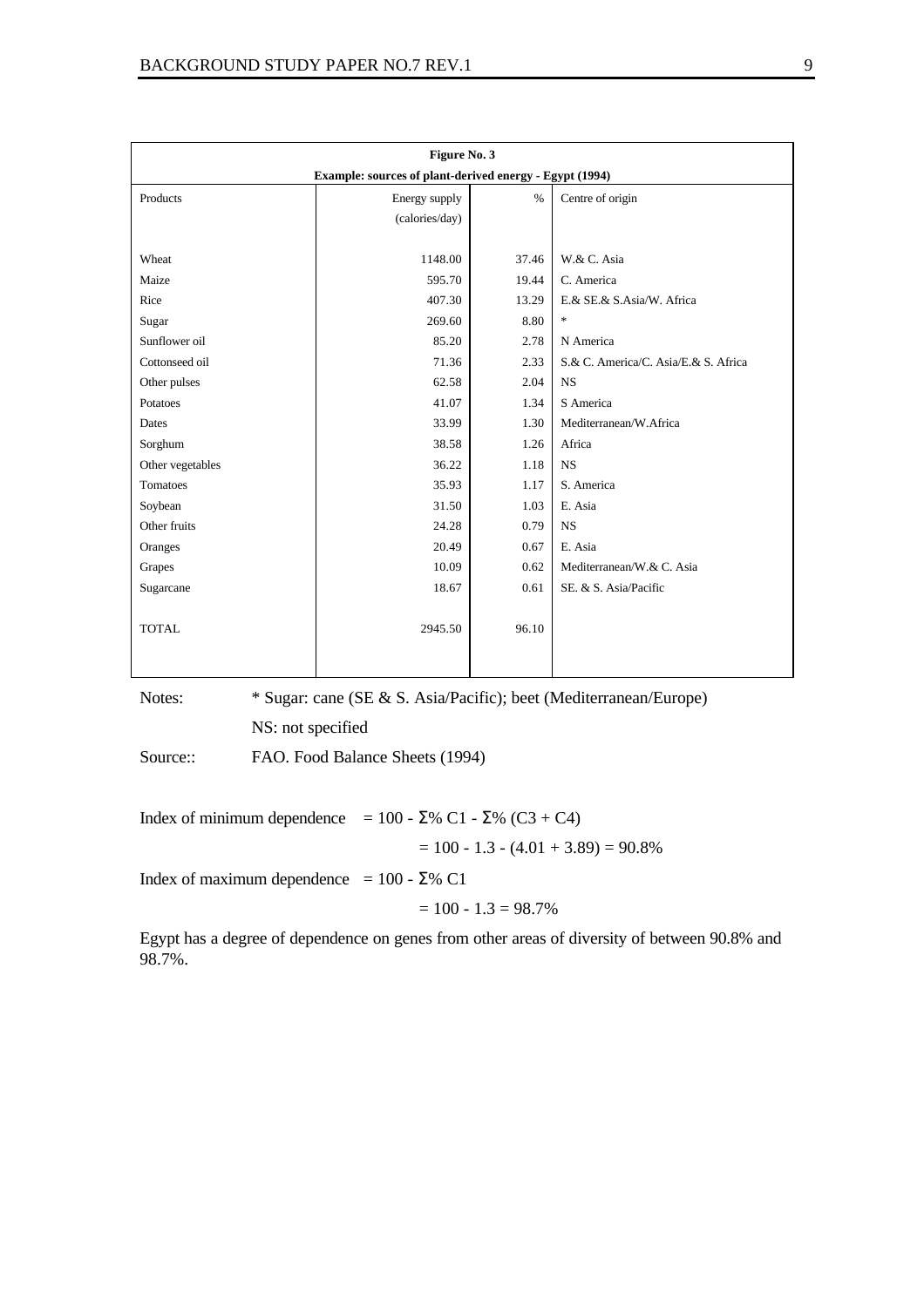**Figure No. 3**

**Example: sources of plant-derived energy - Egypt (1994)**

| Products | Energy supply (calories/day) | % | Centre of origin |
|---|---|---|---|
| Wheat | 1148.00 | 37.46 | W.& C. Asia |
| Maize | 595.70 | 19.44 | C. America |
| Rice | 407.30 | 13.29 | E.& SE.& S.Asia/W. Africa |
| Sugar | 269.60 | 8.80 | * |
| Sunflower oil | 85.20 | 2.78 | N America |
| Cottonseed oil | 71.36 | 2.33 | S.& C. America/C. Asia/E.& S. Africa |
| Other pulses | 62.58 | 2.04 | NS |
| Potatoes | 41.07 | 1.34 | S America |
| Dates | 33.99 | 1.30 | Mediterranean/W.Africa |
| Sorghum | 38.58 | 1.26 | Africa |
| Other vegetables | 36.22 | 1.18 | NS |
| Tomatoes | 35.93 | 1.17 | S. America |
| Soybean | 31.50 | 1.03 | E. Asia |
| Other fruits | 24.28 | 0.79 | NS |
| Oranges | 20.49 | 0.67 | E. Asia |
| Grapes | 10.09 | 0.62 | Mediterranean/W.& C. Asia |
| Sugarcane | 18.67 | 0.61 | SE. & S. Asia/Pacific |
| TOTAL | 2945.50 | 96.10 | |

Notes: * Sugar: cane (SE & S. Asia/Pacific); beet (Mediterranean/Europe)

NS: not specified

Source:: FAO. Food Balance Sheets (1994)

Index of minimum dependence $= 100 - \Sigma\%\ C1 - \Sigma\%\ (C3 + C4)$

$= 100 - 1.3 - (4.01 + 3.89) = 90.8\%$

Index of maximum dependence $= 100 - \Sigma\%\ C1$

$= 100 - 1.3 = 98.7\%$

Egypt has a degree of dependence on genes from other areas of diversity of between 90.8% and 98.7%.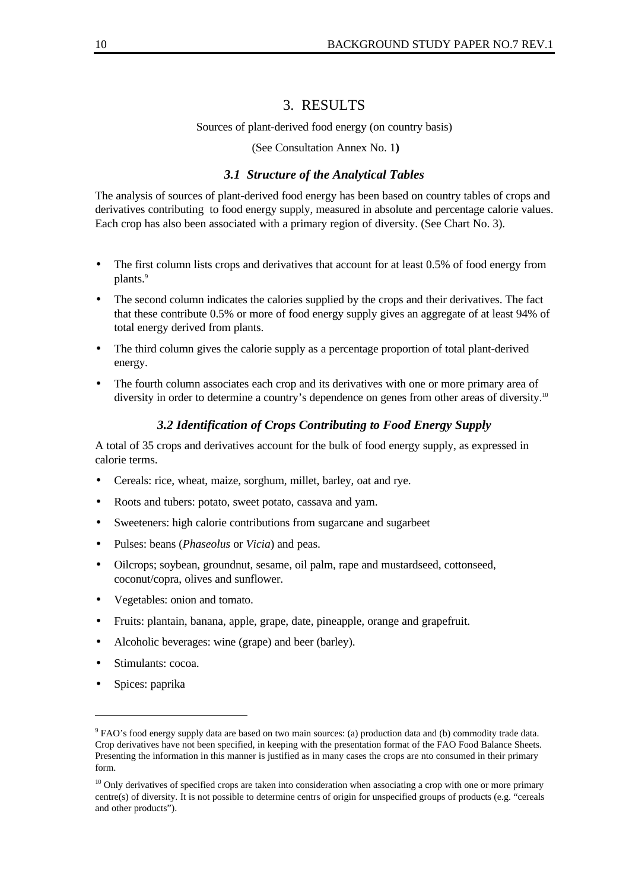# 3. RESULTS

Sources of plant-derived food energy (on country basis)

(See Consultation Annex No. 1**)**

### *3.1 Structure of the Analytical Tables*

The analysis of sources of plant-derived food energy has been based on country tables of crops and derivatives contributing to food energy supply, measured in absolute and percentage calorie values. Each crop has also been associated with a primary region of diversity. (See Chart No. 3).

- The first column lists crops and derivatives that account for at least 0.5% of food energy from plants.[9]
- The second column indicates the calories supplied by the crops and their derivatives. The fact that these contribute 0.5% or more of food energy supply gives an aggregate of at least 94% of total energy derived from plants.
- The third column gives the calorie supply as a percentage proportion of total plant-derived energy.
- The fourth column associates each crop and its derivatives with one or more primary area of diversity in order to determine a country's dependence on genes from other areas of diversity.[10]

### *3.2 Identification of Crops Contributing to Food Energy Supply*

A total of 35 crops and derivatives account for the bulk of food energy supply, as expressed in calorie terms.

- Cereals: rice, wheat, maize, sorghum, millet, barley, oat and rye.
- Roots and tubers: potato, sweet potato, cassava and yam.
- Sweeteners: high calorie contributions from sugarcane and sugarbeet
- Pulses: beans (*Phaseolus* or *Vicia*) and peas.
- Oilcrops; soybean, groundnut, sesame, oil palm, rape and mustardseed, cottonseed, coconut/copra, olives and sunflower.
- Vegetables: onion and tomato.
- Fruits: plantain, banana, apple, grape, date, pineapple, orange and grapefruit.
- Alcoholic beverages: wine (grape) and beer (barley).
- Stimulants: cocoa.
- Spices: paprika

---

[9] FAO's food energy supply data are based on two main sources: (a) production data and (b) commodity trade data. Crop derivatives have not been specified, in keeping with the presentation format of the FAO Food Balance Sheets. Presenting the information in this manner is justified as in many cases the crops are nto consumed in their primary form.

[10] Only derivatives of specified crops are taken into consideration when associating a crop with one or more primary centre(s) of diversity. It is not possible to determine centrs of origin for unspecified groups of products (e.g. "cereals and other products").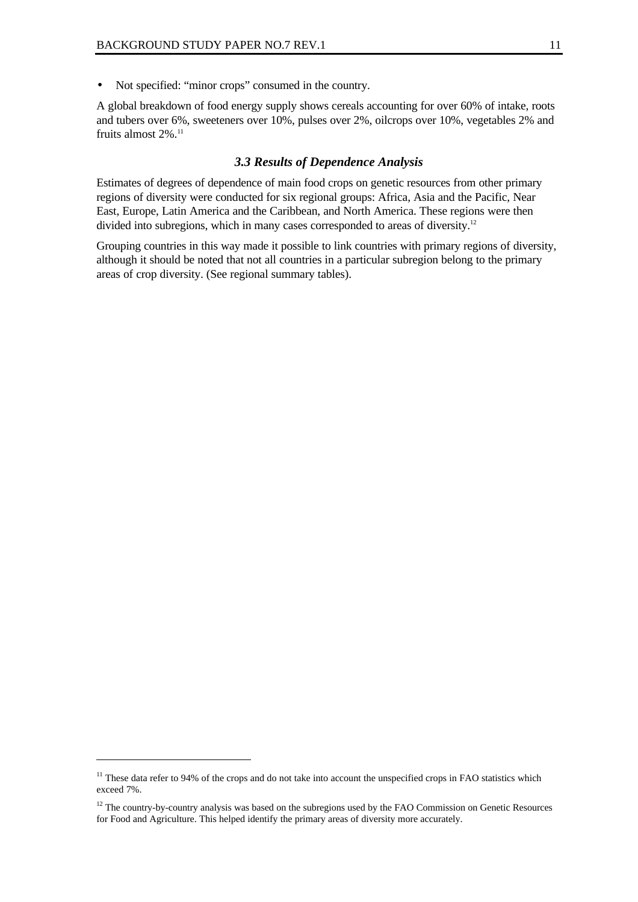- Not specified: “minor crops” consumed in the country.

A global breakdown of food energy supply shows cereals accounting for over 60% of intake, roots and tubers over 6%, sweeteners over 10%, pulses over 2%, oilcrops over 10%, vegetables 2% and fruits almost 2%.[11]

### *3.3 Results of Dependence Analysis*

Estimates of degrees of dependence of main food crops on genetic resources from other primary regions of diversity were conducted for six regional groups: Africa, Asia and the Pacific, Near East, Europe, Latin America and the Caribbean, and North America. These regions were then divided into subregions, which in many cases corresponded to areas of diversity.[12]

Grouping countries in this way made it possible to link countries with primary regions of diversity, although it should be noted that not all countries in a particular subregion belong to the primary areas of crop diversity. (See regional summary tables).

---

[11] These data refer to 94% of the crops and do not take into account the unspecified crops in FAO statistics which exceed 7%.

[12] The country-by-country analysis was based on the subregions used by the FAO Commission on Genetic Resources for Food and Agriculture. This helped identify the primary areas of diversity more accurately.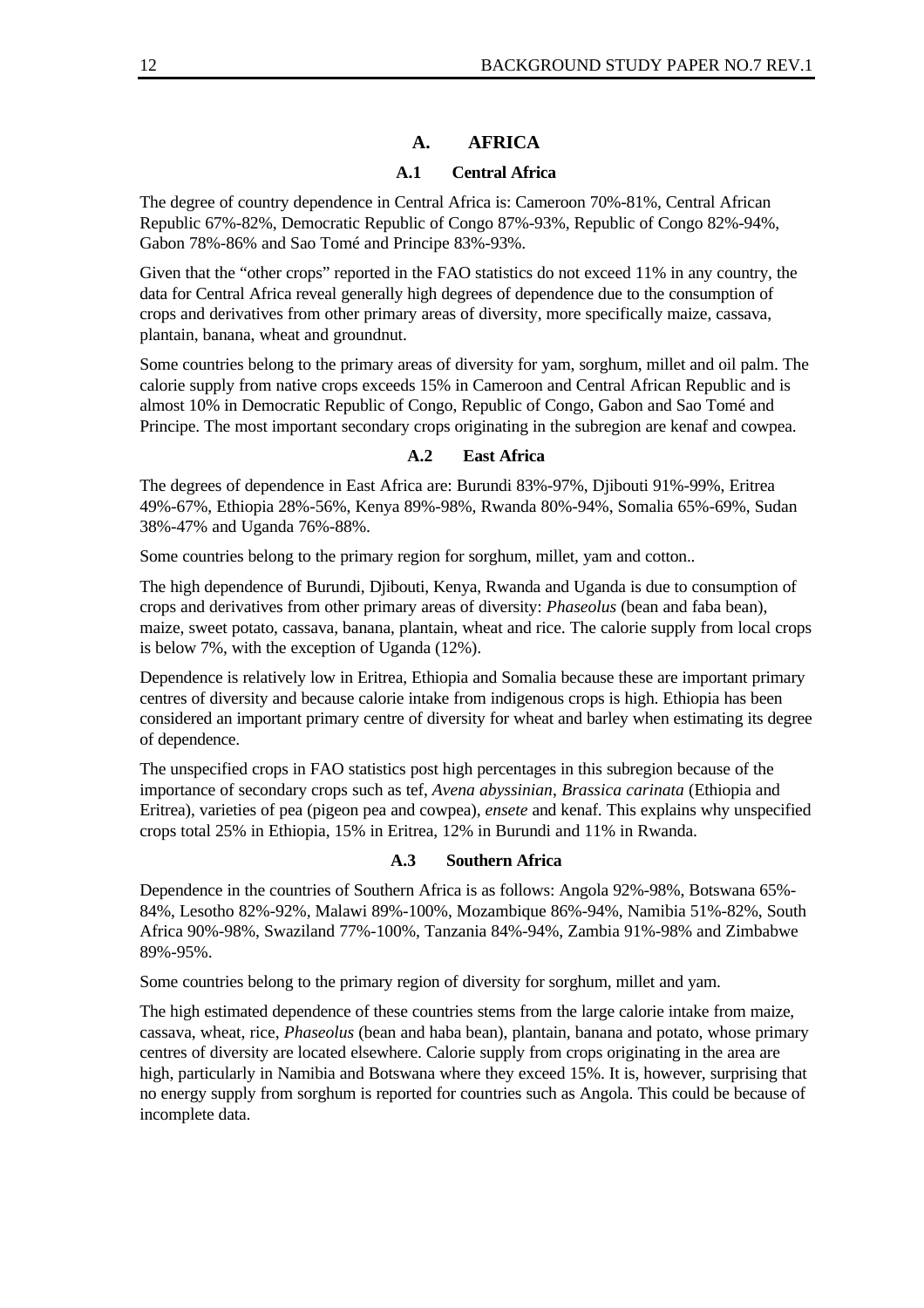## A. AFRICA

### A.1 Central Africa

The degree of country dependence in Central Africa is: Cameroon 70%-81%, Central African Republic 67%-82%, Democratic Republic of Congo 87%-93%, Republic of Congo 82%-94%, Gabon 78%-86% and Sao Tomé and Principe 83%-93%.

Given that the "other crops" reported in the FAO statistics do not exceed 11% in any country, the data for Central Africa reveal generally high degrees of dependence due to the consumption of crops and derivatives from other primary areas of diversity, more specifically maize, cassava, plantain, banana, wheat and groundnut.

Some countries belong to the primary areas of diversity for yam, sorghum, millet and oil palm. The calorie supply from native crops exceeds 15% in Cameroon and Central African Republic and is almost 10% in Democratic Republic of Congo, Republic of Congo, Gabon and Sao Tomé and Principe. The most important secondary crops originating in the subregion are kenaf and cowpea.

### A.2 East Africa

The degrees of dependence in East Africa are: Burundi 83%-97%, Djibouti 91%-99%, Eritrea 49%-67%, Ethiopia 28%-56%, Kenya 89%-98%, Rwanda 80%-94%, Somalia 65%-69%, Sudan 38%-47% and Uganda 76%-88%.

Some countries belong to the primary region for sorghum, millet, yam and cotton..

The high dependence of Burundi, Djibouti, Kenya, Rwanda and Uganda is due to consumption of crops and derivatives from other primary areas of diversity: *Phaseolus* (bean and faba bean), maize, sweet potato, cassava, banana, plantain, wheat and rice. The calorie supply from local crops is below 7%, with the exception of Uganda (12%).

Dependence is relatively low in Eritrea, Ethiopia and Somalia because these are important primary centres of diversity and because calorie intake from indigenous crops is high. Ethiopia has been considered an important primary centre of diversity for wheat and barley when estimating its degree of dependence.

The unspecified crops in FAO statistics post high percentages in this subregion because of the importance of secondary crops such as tef, *Avena abyssinian*, *Brassica carinata* (Ethiopia and Eritrea), varieties of pea (pigeon pea and cowpea), *ensete* and kenaf. This explains why unspecified crops total 25% in Ethiopia, 15% in Eritrea, 12% in Burundi and 11% in Rwanda.

### A.3 Southern Africa

Dependence in the countries of Southern Africa is as follows: Angola 92%-98%, Botswana 65%-84%, Lesotho 82%-92%, Malawi 89%-100%, Mozambique 86%-94%, Namibia 51%-82%, South Africa 90%-98%, Swaziland 77%-100%, Tanzania 84%-94%, Zambia 91%-98% and Zimbabwe 89%-95%.

Some countries belong to the primary region of diversity for sorghum, millet and yam.

The high estimated dependence of these countries stems from the large calorie intake from maize, cassava, wheat, rice, *Phaseolus* (bean and haba bean), plantain, banana and potato, whose primary centres of diversity are located elsewhere. Calorie supply from crops originating in the area are high, particularly in Namibia and Botswana where they exceed 15%. It is, however, surprising that no energy supply from sorghum is reported for countries such as Angola. This could be because of incomplete data.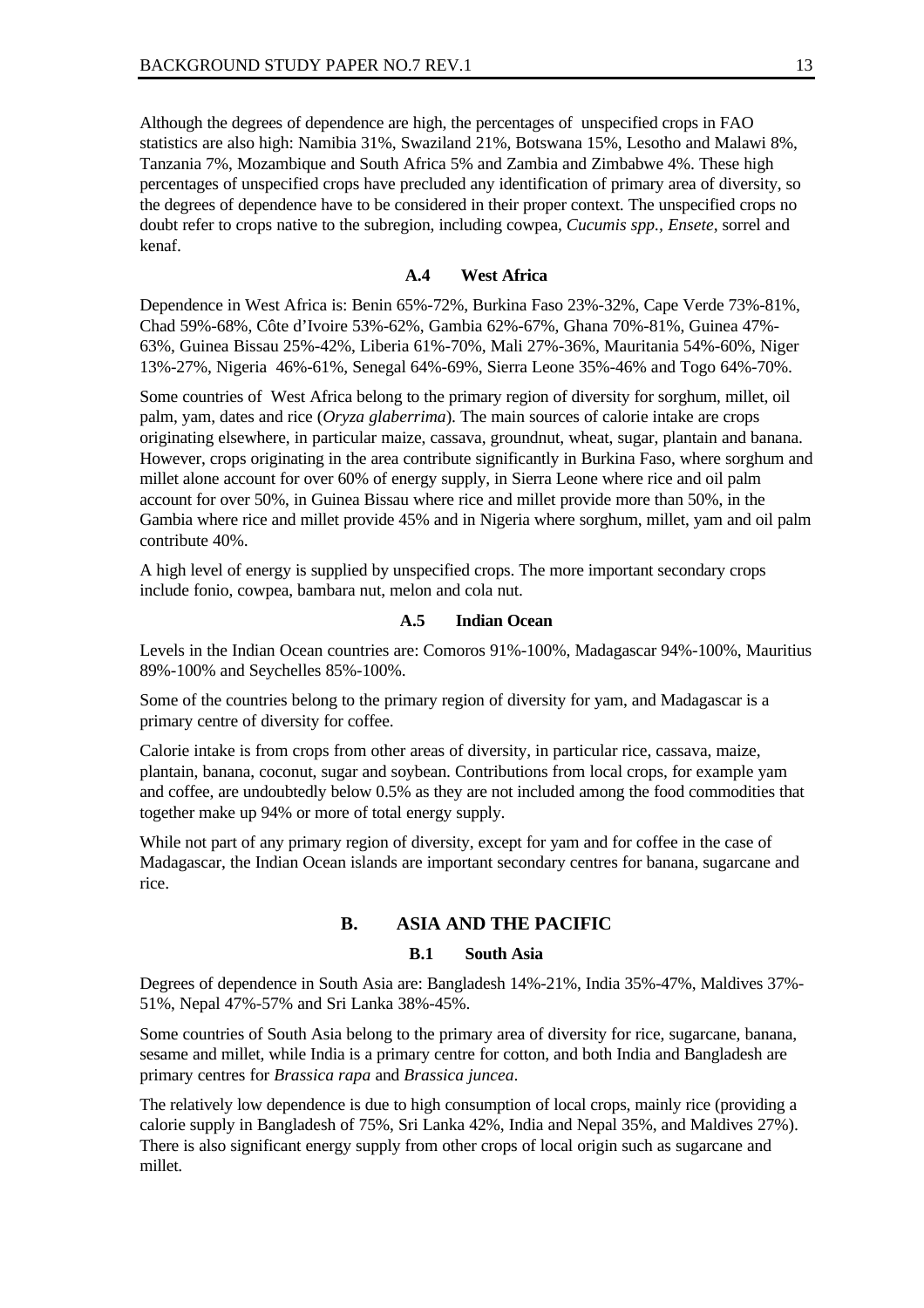Although the degrees of dependence are high, the percentages of unspecified crops in FAO statistics are also high: Namibia 31%, Swaziland 21%, Botswana 15%, Lesotho and Malawi 8%, Tanzania 7%, Mozambique and South Africa 5% and Zambia and Zimbabwe 4%. These high percentages of unspecified crops have precluded any identification of primary area of diversity, so the degrees of dependence have to be considered in their proper context. The unspecified crops no doubt refer to crops native to the subregion, including cowpea, *Cucumis spp.*, *Ensete*, sorrel and kenaf.

### A.4 West Africa

Dependence in West Africa is: Benin 65%-72%, Burkina Faso 23%-32%, Cape Verde 73%-81%, Chad 59%-68%, Côte d'Ivoire 53%-62%, Gambia 62%-67%, Ghana 70%-81%, Guinea 47%-63%, Guinea Bissau 25%-42%, Liberia 61%-70%, Mali 27%-36%, Mauritania 54%-60%, Niger 13%-27%, Nigeria 46%-61%, Senegal 64%-69%, Sierra Leone 35%-46% and Togo 64%-70%.

Some countries of West Africa belong to the primary region of diversity for sorghum, millet, oil palm, yam, dates and rice (*Oryza glaberrima*). The main sources of calorie intake are crops originating elsewhere, in particular maize, cassava, groundnut, wheat, sugar, plantain and banana. However, crops originating in the area contribute significantly in Burkina Faso, where sorghum and millet alone account for over 60% of energy supply, in Sierra Leone where rice and oil palm account for over 50%, in Guinea Bissau where rice and millet provide more than 50%, in the Gambia where rice and millet provide 45% and in Nigeria where sorghum, millet, yam and oil palm contribute 40%.

A high level of energy is supplied by unspecified crops. The more important secondary crops include fonio, cowpea, bambara nut, melon and cola nut.

### A.5 Indian Ocean

Levels in the Indian Ocean countries are: Comoros 91%-100%, Madagascar 94%-100%, Mauritius 89%-100% and Seychelles 85%-100%.

Some of the countries belong to the primary region of diversity for yam, and Madagascar is a primary centre of diversity for coffee.

Calorie intake is from crops from other areas of diversity, in particular rice, cassava, maize, plantain, banana, coconut, sugar and soybean. Contributions from local crops, for example yam and coffee, are undoubtedly below 0.5% as they are not included among the food commodities that together make up 94% or more of total energy supply.

While not part of any primary region of diversity, except for yam and for coffee in the case of Madagascar, the Indian Ocean islands are important secondary centres for banana, sugarcane and rice.

## B. ASIA AND THE PACIFIC

### B.1 South Asia

Degrees of dependence in South Asia are: Bangladesh 14%-21%, India 35%-47%, Maldives 37%-51%, Nepal 47%-57% and Sri Lanka 38%-45%.

Some countries of South Asia belong to the primary area of diversity for rice, sugarcane, banana, sesame and millet, while India is a primary centre for cotton, and both India and Bangladesh are primary centres for *Brassica rapa* and *Brassica juncea*.

The relatively low dependence is due to high consumption of local crops, mainly rice (providing a calorie supply in Bangladesh of 75%, Sri Lanka 42%, India and Nepal 35%, and Maldives 27%). There is also significant energy supply from other crops of local origin such as sugarcane and millet.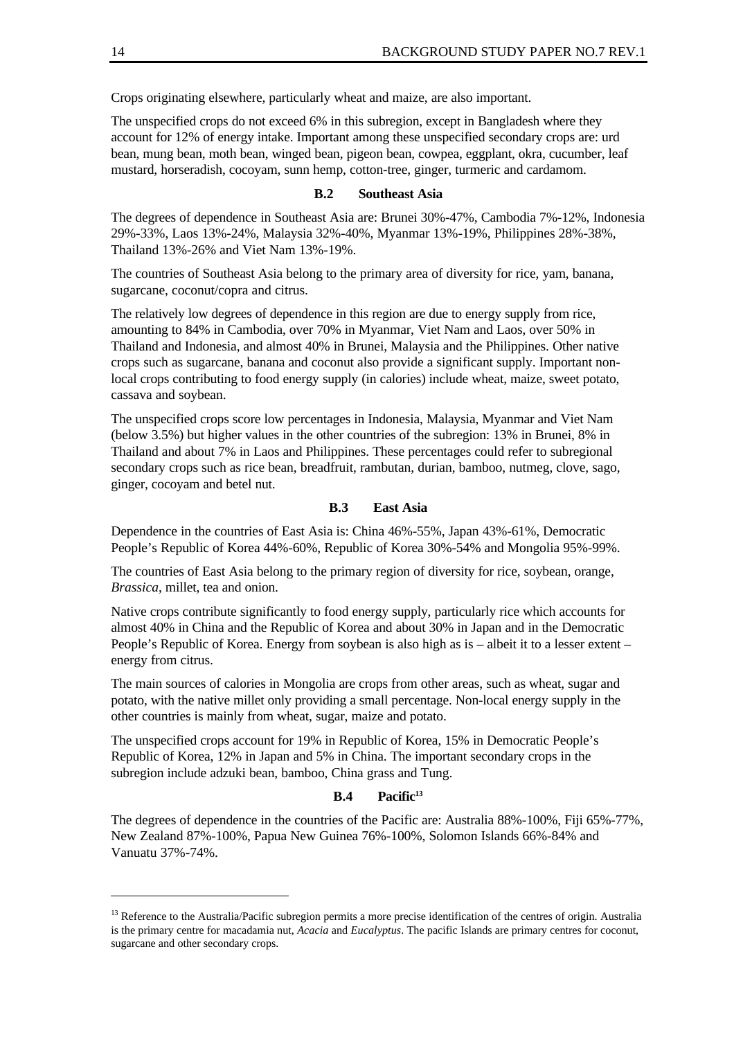Crops originating elsewhere, particularly wheat and maize, are also important.

The unspecified crops do not exceed 6% in this subregion, except in Bangladesh where they account for 12% of energy intake. Important among these unspecified secondary crops are: urd bean, mung bean, moth bean, winged bean, pigeon bean, cowpea, eggplant, okra, cucumber, leaf mustard, horseradish, cocoyam, sunn hemp, cotton-tree, ginger, turmeric and cardamom.

### B.2 Southeast Asia

The degrees of dependence in Southeast Asia are: Brunei 30%-47%, Cambodia 7%-12%, Indonesia 29%-33%, Laos 13%-24%, Malaysia 32%-40%, Myanmar 13%-19%, Philippines 28%-38%, Thailand 13%-26% and Viet Nam 13%-19%.

The countries of Southeast Asia belong to the primary area of diversity for rice, yam, banana, sugarcane, coconut/copra and citrus.

The relatively low degrees of dependence in this region are due to energy supply from rice, amounting to 84% in Cambodia, over 70% in Myanmar, Viet Nam and Laos, over 50% in Thailand and Indonesia, and almost 40% in Brunei, Malaysia and the Philippines. Other native crops such as sugarcane, banana and coconut also provide a significant supply. Important non-local crops contributing to food energy supply (in calories) include wheat, maize, sweet potato, cassava and soybean.

The unspecified crops score low percentages in Indonesia, Malaysia, Myanmar and Viet Nam (below 3.5%) but higher values in the other countries of the subregion: 13% in Brunei, 8% in Thailand and about 7% in Laos and Philippines. These percentages could refer to subregional secondary crops such as rice bean, breadfruit, rambutan, durian, bamboo, nutmeg, clove, sago, ginger, cocoyam and betel nut.

### B.3 East Asia

Dependence in the countries of East Asia is: China 46%-55%, Japan 43%-61%, Democratic People's Republic of Korea 44%-60%, Republic of Korea 30%-54% and Mongolia 95%-99%.

The countries of East Asia belong to the primary region of diversity for rice, soybean, orange, *Brassica*, millet, tea and onion.

Native crops contribute significantly to food energy supply, particularly rice which accounts for almost 40% in China and the Republic of Korea and about 30% in Japan and in the Democratic People's Republic of Korea. Energy from soybean is also high as is – albeit it to a lesser extent – energy from citrus.

The main sources of calories in Mongolia are crops from other areas, such as wheat, sugar and potato, with the native millet only providing a small percentage. Non-local energy supply in the other countries is mainly from wheat, sugar, maize and potato.

The unspecified crops account for 19% in Republic of Korea, 15% in Democratic People's Republic of Korea, 12% in Japan and 5% in China. The important secondary crops in the subregion include adzuki bean, bamboo, China grass and Tung.

### B.4 Pacific[13]

The degrees of dependence in the countries of the Pacific are: Australia 88%-100%, Fiji 65%-77%, New Zealand 87%-100%, Papua New Guinea 76%-100%, Solomon Islands 66%-84% and Vanuatu 37%-74%.

---

[13] Reference to the Australia/Pacific subregion permits a more precise identification of the centres of origin. Australia is the primary centre for macadamia nut, *Acacia* and *Eucalyptus*. The pacific Islands are primary centres for coconut, sugarcane and other secondary crops.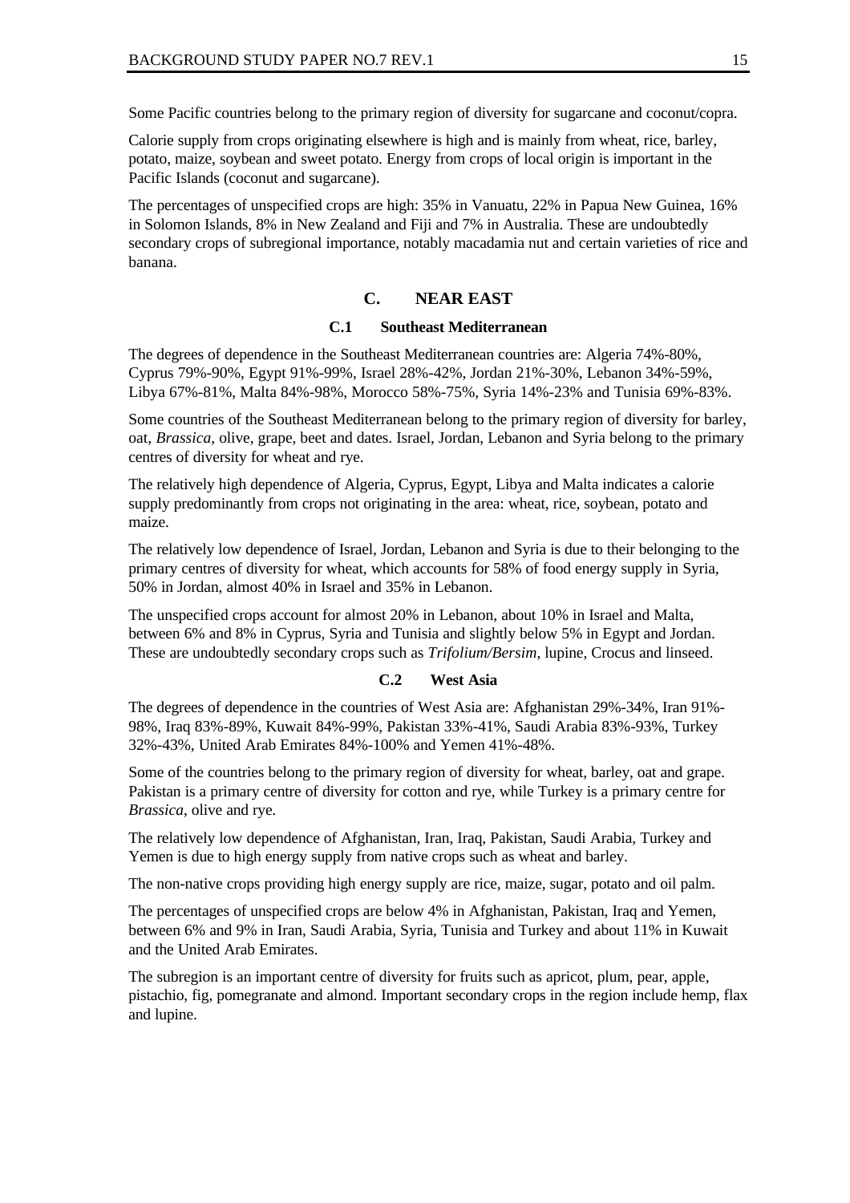Some Pacific countries belong to the primary region of diversity for sugarcane and coconut/copra.

Calorie supply from crops originating elsewhere is high and is mainly from wheat, rice, barley, potato, maize, soybean and sweet potato. Energy from crops of local origin is important in the Pacific Islands (coconut and sugarcane).

The percentages of unspecified crops are high: 35% in Vanuatu, 22% in Papua New Guinea, 16% in Solomon Islands, 8% in New Zealand and Fiji and 7% in Australia. These are undoubtedly secondary crops of subregional importance, notably macadamia nut and certain varieties of rice and banana.

## C. NEAR EAST

### C.1 Southeast Mediterranean

The degrees of dependence in the Southeast Mediterranean countries are: Algeria 74%-80%, Cyprus 79%-90%, Egypt 91%-99%, Israel 28%-42%, Jordan 21%-30%, Lebanon 34%-59%, Libya 67%-81%, Malta 84%-98%, Morocco 58%-75%, Syria 14%-23% and Tunisia 69%-83%.

Some countries of the Southeast Mediterranean belong to the primary region of diversity for barley, oat, *Brassica*, olive, grape, beet and dates. Israel, Jordan, Lebanon and Syria belong to the primary centres of diversity for wheat and rye.

The relatively high dependence of Algeria, Cyprus, Egypt, Libya and Malta indicates a calorie supply predominantly from crops not originating in the area: wheat, rice, soybean, potato and maize.

The relatively low dependence of Israel, Jordan, Lebanon and Syria is due to their belonging to the primary centres of diversity for wheat, which accounts for 58% of food energy supply in Syria, 50% in Jordan, almost 40% in Israel and 35% in Lebanon.

The unspecified crops account for almost 20% in Lebanon, about 10% in Israel and Malta, between 6% and 8% in Cyprus, Syria and Tunisia and slightly below 5% in Egypt and Jordan. These are undoubtedly secondary crops such as *Trifolium/Bersim*, lupine, Crocus and linseed.

### C.2 West Asia

The degrees of dependence in the countries of West Asia are: Afghanistan 29%-34%, Iran 91%-98%, Iraq 83%-89%, Kuwait 84%-99%, Pakistan 33%-41%, Saudi Arabia 83%-93%, Turkey 32%-43%, United Arab Emirates 84%-100% and Yemen 41%-48%.

Some of the countries belong to the primary region of diversity for wheat, barley, oat and grape. Pakistan is a primary centre of diversity for cotton and rye, while Turkey is a primary centre for *Brassica*, olive and rye.

The relatively low dependence of Afghanistan, Iran, Iraq, Pakistan, Saudi Arabia, Turkey and Yemen is due to high energy supply from native crops such as wheat and barley.

The non-native crops providing high energy supply are rice, maize, sugar, potato and oil palm.

The percentages of unspecified crops are below 4% in Afghanistan, Pakistan, Iraq and Yemen, between 6% and 9% in Iran, Saudi Arabia, Syria, Tunisia and Turkey and about 11% in Kuwait and the United Arab Emirates.

The subregion is an important centre of diversity for fruits such as apricot, plum, pear, apple, pistachio, fig, pomegranate and almond. Important secondary crops in the region include hemp, flax and lupine.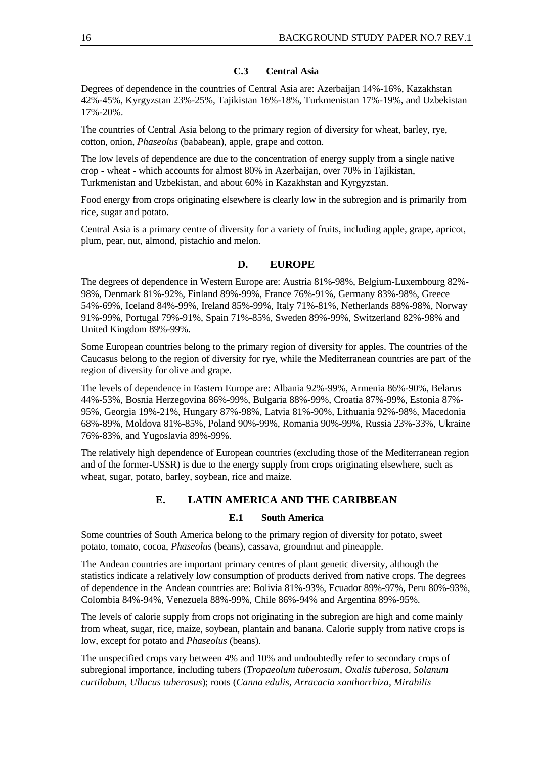### C.3 Central Asia

Degrees of dependence in the countries of Central Asia are: Azerbaijan 14%-16%, Kazakhstan 42%-45%, Kyrgyzstan 23%-25%, Tajikistan 16%-18%, Turkmenistan 17%-19%, and Uzbekistan 17%-20%.

The countries of Central Asia belong to the primary region of diversity for wheat, barley, rye, cotton, onion, *Phaseolus* (bababean), apple, grape and cotton.

The low levels of dependence are due to the concentration of energy supply from a single native crop - wheat - which accounts for almost 80% in Azerbaijan, over 70% in Tajikistan, Turkmenistan and Uzbekistan, and about 60% in Kazakhstan and Kyrgyzstan.

Food energy from crops originating elsewhere is clearly low in the subregion and is primarily from rice, sugar and potato.

Central Asia is a primary centre of diversity for a variety of fruits, including apple, grape, apricot, plum, pear, nut, almond, pistachio and melon.

## D. EUROPE

The degrees of dependence in Western Europe are: Austria 81%-98%, Belgium-Luxembourg 82%-98%, Denmark 81%-92%, Finland 89%-99%, France 76%-91%, Germany 83%-98%, Greece 54%-69%, Iceland 84%-99%, Ireland 85%-99%, Italy 71%-81%, Netherlands 88%-98%, Norway 91%-99%, Portugal 79%-91%, Spain 71%-85%, Sweden 89%-99%, Switzerland 82%-98% and United Kingdom 89%-99%.

Some European countries belong to the primary region of diversity for apples. The countries of the Caucasus belong to the region of diversity for rye, while the Mediterranean countries are part of the region of diversity for olive and grape.

The levels of dependence in Eastern Europe are: Albania 92%-99%, Armenia 86%-90%, Belarus 44%-53%, Bosnia Herzegovina 86%-99%, Bulgaria 88%-99%, Croatia 87%-99%, Estonia 87%-95%, Georgia 19%-21%, Hungary 87%-98%, Latvia 81%-90%, Lithuania 92%-98%, Macedonia 68%-89%, Moldova 81%-85%, Poland 90%-99%, Romania 90%-99%, Russia 23%-33%, Ukraine 76%-83%, and Yugoslavia 89%-99%.

The relatively high dependence of European countries (excluding those of the Mediterranean region and of the former-USSR) is due to the energy supply from crops originating elsewhere, such as wheat, sugar, potato, barley, soybean, rice and maize.

## E. LATIN AMERICA AND THE CARIBBEAN

### E.1 South America

Some countries of South America belong to the primary region of diversity for potato, sweet potato, tomato, cocoa, *Phaseolus* (beans), cassava, groundnut and pineapple.

The Andean countries are important primary centres of plant genetic diversity, although the statistics indicate a relatively low consumption of products derived from native crops. The degrees of dependence in the Andean countries are: Bolivia 81%-93%, Ecuador 89%-97%, Peru 80%-93%, Colombia 84%-94%, Venezuela 88%-99%, Chile 86%-94% and Argentina 89%-95%.

The levels of calorie supply from crops not originating in the subregion are high and come mainly from wheat, sugar, rice, maize, soybean, plantain and banana. Calorie supply from native crops is low, except for potato and *Phaseolus* (beans).

The unspecified crops vary between 4% and 10% and undoubtedly refer to secondary crops of subregional importance, including tubers (*Tropaeolum tuberosum*, *Oxalis tuberosa*, *Solanum curtilobum*, *Ullucus tuberosus*); roots (*Canna edulis*, *Arracacia xanthorrhiza*, *Mirabilis*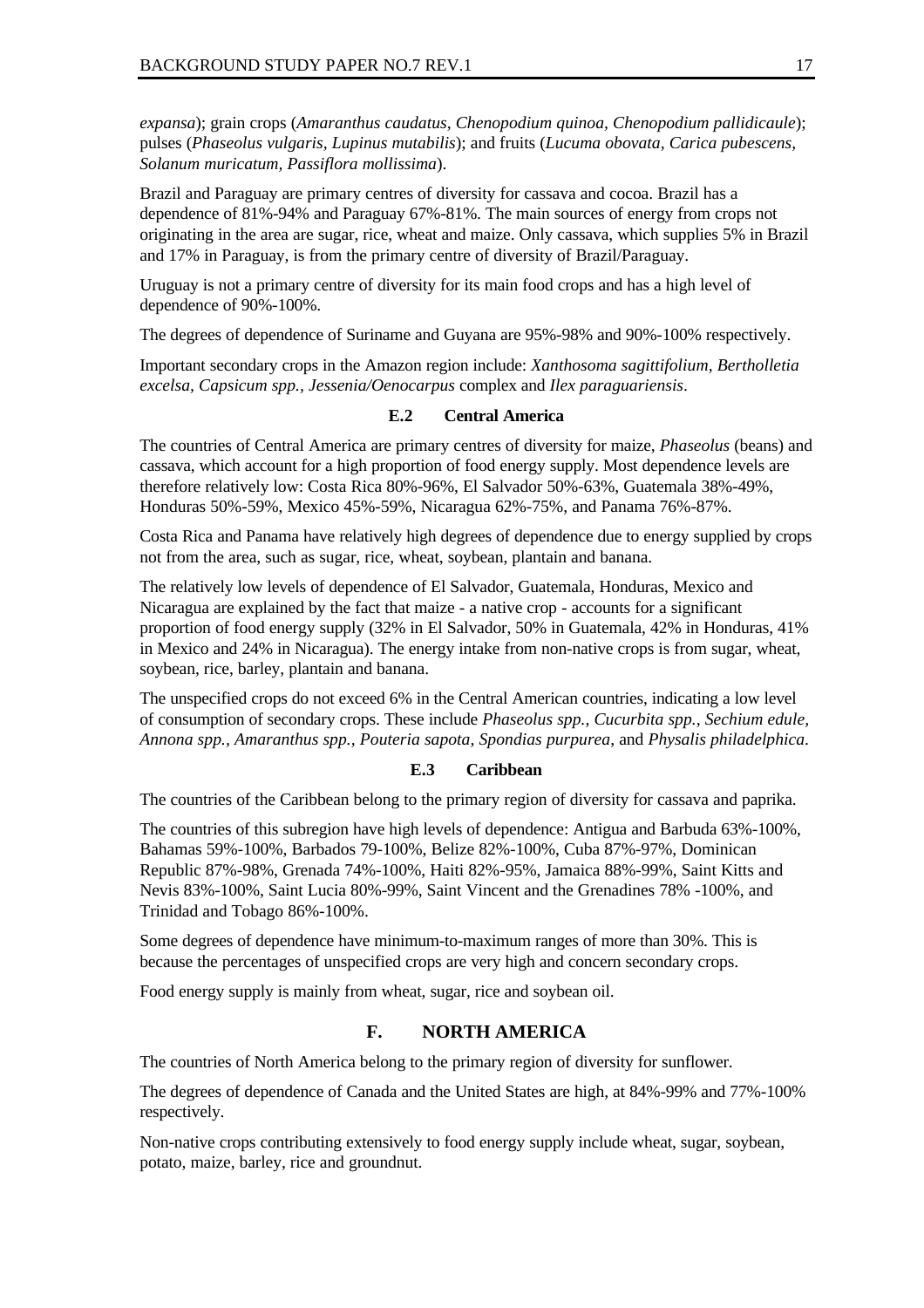*expansa*); grain crops (*Amaranthus caudatus*, *Chenopodium quinoa, Chenopodium pallidicaule*); pulses (*Phaseolus vulgaris, Lupinus mutabilis*); and fruits (*Lucuma obovata, Carica pubescens, Solanum muricatum, Passiflora mollissima*).

Brazil and Paraguay are primary centres of diversity for cassava and cocoa. Brazil has a dependence of 81%-94% and Paraguay 67%-81%. The main sources of energy from crops not originating in the area are sugar, rice, wheat and maize. Only cassava, which supplies 5% in Brazil and 17% in Paraguay, is from the primary centre of diversity of Brazil/Paraguay.

Uruguay is not a primary centre of diversity for its main food crops and has a high level of dependence of 90%-100%.

The degrees of dependence of Suriname and Guyana are 95%-98% and 90%-100% respectively.

Important secondary crops in the Amazon region include: *Xanthosoma sagittifolium, Bertholletia excelsa, Capsicum spp., Jessenia/Oenocarpus* complex and *Ilex paraguariensis*.

### E.2 Central America

The countries of Central America are primary centres of diversity for maize, *Phaseolus* (beans) and cassava, which account for a high proportion of food energy supply. Most dependence levels are therefore relatively low: Costa Rica 80%-96%, El Salvador 50%-63%, Guatemala 38%-49%, Honduras 50%-59%, Mexico 45%-59%, Nicaragua 62%-75%, and Panama 76%-87%.

Costa Rica and Panama have relatively high degrees of dependence due to energy supplied by crops not from the area, such as sugar, rice, wheat, soybean, plantain and banana.

The relatively low levels of dependence of El Salvador, Guatemala, Honduras, Mexico and Nicaragua are explained by the fact that maize - a native crop - accounts for a significant proportion of food energy supply (32% in El Salvador, 50% in Guatemala, 42% in Honduras, 41% in Mexico and 24% in Nicaragua). The energy intake from non-native crops is from sugar, wheat, soybean, rice, barley, plantain and banana.

The unspecified crops do not exceed 6% in the Central American countries, indicating a low level of consumption of secondary crops. These include *Phaseolus spp., Cucurbita spp., Sechium edule, Annona spp., Amaranthus spp., Pouteria sapota, Spondias purpurea*, and *Physalis philadelphica*.

### E.3 Caribbean

The countries of the Caribbean belong to the primary region of diversity for cassava and paprika.

The countries of this subregion have high levels of dependence: Antigua and Barbuda 63%-100%, Bahamas 59%-100%, Barbados 79-100%, Belize 82%-100%, Cuba 87%-97%, Dominican Republic 87%-98%, Grenada 74%-100%, Haiti 82%-95%, Jamaica 88%-99%, Saint Kitts and Nevis 83%-100%, Saint Lucia 80%-99%, Saint Vincent and the Grenadines 78% -100%, and Trinidad and Tobago 86%-100%.

Some degrees of dependence have minimum-to-maximum ranges of more than 30%. This is because the percentages of unspecified crops are very high and concern secondary crops.

Food energy supply is mainly from wheat, sugar, rice and soybean oil.

## F. NORTH AMERICA

The countries of North America belong to the primary region of diversity for sunflower.

The degrees of dependence of Canada and the United States are high, at 84%-99% and 77%-100% respectively.

Non-native crops contributing extensively to food energy supply include wheat, sugar, soybean, potato, maize, barley, rice and groundnut.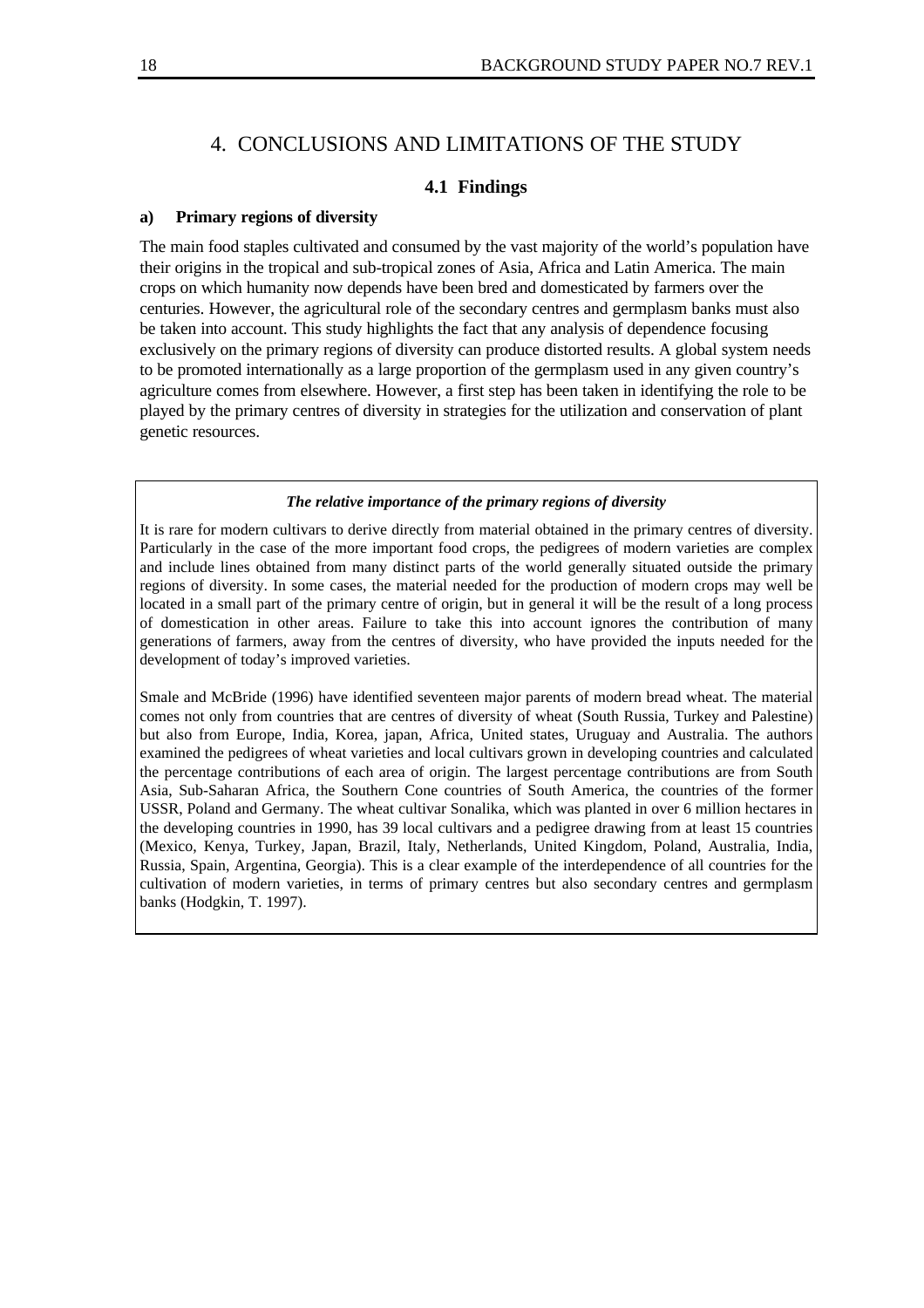# 4. CONCLUSIONS AND LIMITATIONS OF THE STUDY

## 4.1 Findings

### a) Primary regions of diversity

The main food staples cultivated and consumed by the vast majority of the world's population have their origins in the tropical and sub-tropical zones of Asia, Africa and Latin America. The main crops on which humanity now depends have been bred and domesticated by farmers over the centuries. However, the agricultural role of the secondary centres and germplasm banks must also be taken into account. This study highlights the fact that any analysis of dependence focusing exclusively on the primary regions of diversity can produce distorted results. A global system needs to be promoted internationally as a large proportion of the germplasm used in any given country's agriculture comes from elsewhere. However, a first step has been taken in identifying the role to be played by the primary centres of diversity in strategies for the utilization and conservation of plant genetic resources.

***The relative importance of the primary regions of diversity***

It is rare for modern cultivars to derive directly from material obtained in the primary centres of diversity. Particularly in the case of the more important food crops, the pedigrees of modern varieties are complex and include lines obtained from many distinct parts of the world generally situated outside the primary regions of diversity. In some cases, the material needed for the production of modern crops may well be located in a small part of the primary centre of origin, but in general it will be the result of a long process of domestication in other areas. Failure to take this into account ignores the contribution of many generations of farmers, away from the centres of diversity, who have provided the inputs needed for the development of today's improved varieties.

Smale and McBride (1996) have identified seventeen major parents of modern bread wheat. The material comes not only from countries that are centres of diversity of wheat (South Russia, Turkey and Palestine) but also from Europe, India, Korea, japan, Africa, United states, Uruguay and Australia. The authors examined the pedigrees of wheat varieties and local cultivars grown in developing countries and calculated the percentage contributions of each area of origin. The largest percentage contributions are from South Asia, Sub-Saharan Africa, the Southern Cone countries of South America, the countries of the former USSR, Poland and Germany. The wheat cultivar Sonalika, which was planted in over 6 million hectares in the developing countries in 1990, has 39 local cultivars and a pedigree drawing from at least 15 countries (Mexico, Kenya, Turkey, Japan, Brazil, Italy, Netherlands, United Kingdom, Poland, Australia, India, Russia, Spain, Argentina, Georgia). This is a clear example of the interdependence of all countries for the cultivation of modern varieties, in terms of primary centres but also secondary centres and germplasm banks (Hodgkin, T. 1997).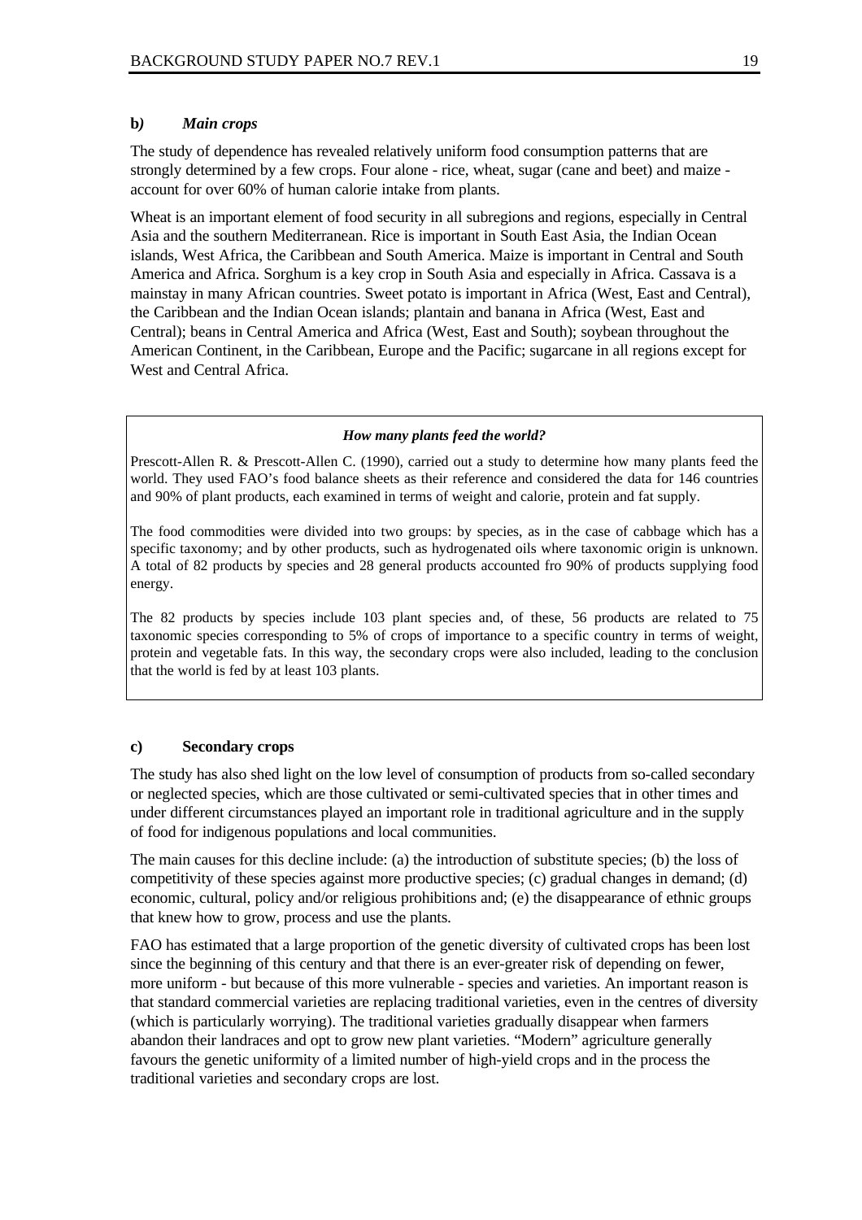### b) *Main crops*

The study of dependence has revealed relatively uniform food consumption patterns that are strongly determined by a few crops. Four alone - rice, wheat, sugar (cane and beet) and maize - account for over 60% of human calorie intake from plants.

Wheat is an important element of food security in all subregions and regions, especially in Central Asia and the southern Mediterranean. Rice is important in South East Asia, the Indian Ocean islands, West Africa, the Caribbean and South America. Maize is important in Central and South America and Africa. Sorghum is a key crop in South Asia and especially in Africa. Cassava is a mainstay in many African countries. Sweet potato is important in Africa (West, East and Central), the Caribbean and the Indian Ocean islands; plantain and banana in Africa (West, East and Central); beans in Central America and Africa (West, East and South); soybean throughout the American Continent, in the Caribbean, Europe and the Pacific; sugarcane in all regions except for West and Central Africa.

***How many plants feed the world?***

Prescott-Allen R. & Prescott-Allen C. (1990), carried out a study to determine how many plants feed the world. They used FAO's food balance sheets as their reference and considered the data for 146 countries and 90% of plant products, each examined in terms of weight and calorie, protein and fat supply.

The food commodities were divided into two groups: by species, as in the case of cabbage which has a specific taxonomy; and by other products, such as hydrogenated oils where taxonomic origin is unknown. A total of 82 products by species and 28 general products accounted fro 90% of products supplying food energy.

The 82 products by species include 103 plant species and, of these, 56 products are related to 75 taxonomic species corresponding to 5% of crops of importance to a specific country in terms of weight, protein and vegetable fats. In this way, the secondary crops were also included, leading to the conclusion that the world is fed by at least 103 plants.

### c) Secondary crops

The study has also shed light on the low level of consumption of products from so-called secondary or neglected species, which are those cultivated or semi-cultivated species that in other times and under different circumstances played an important role in traditional agriculture and in the supply of food for indigenous populations and local communities.

The main causes for this decline include: (a) the introduction of substitute species; (b) the loss of competitivity of these species against more productive species; (c) gradual changes in demand; (d) economic, cultural, policy and/or religious prohibitions and; (e) the disappearance of ethnic groups that knew how to grow, process and use the plants.

FAO has estimated that a large proportion of the genetic diversity of cultivated crops has been lost since the beginning of this century and that there is an ever-greater risk of depending on fewer, more uniform - but because of this more vulnerable - species and varieties. An important reason is that standard commercial varieties are replacing traditional varieties, even in the centres of diversity (which is particularly worrying). The traditional varieties gradually disappear when farmers abandon their landraces and opt to grow new plant varieties. "Modern" agriculture generally favours the genetic uniformity of a limited number of high-yield crops and in the process the traditional varieties and secondary crops are lost.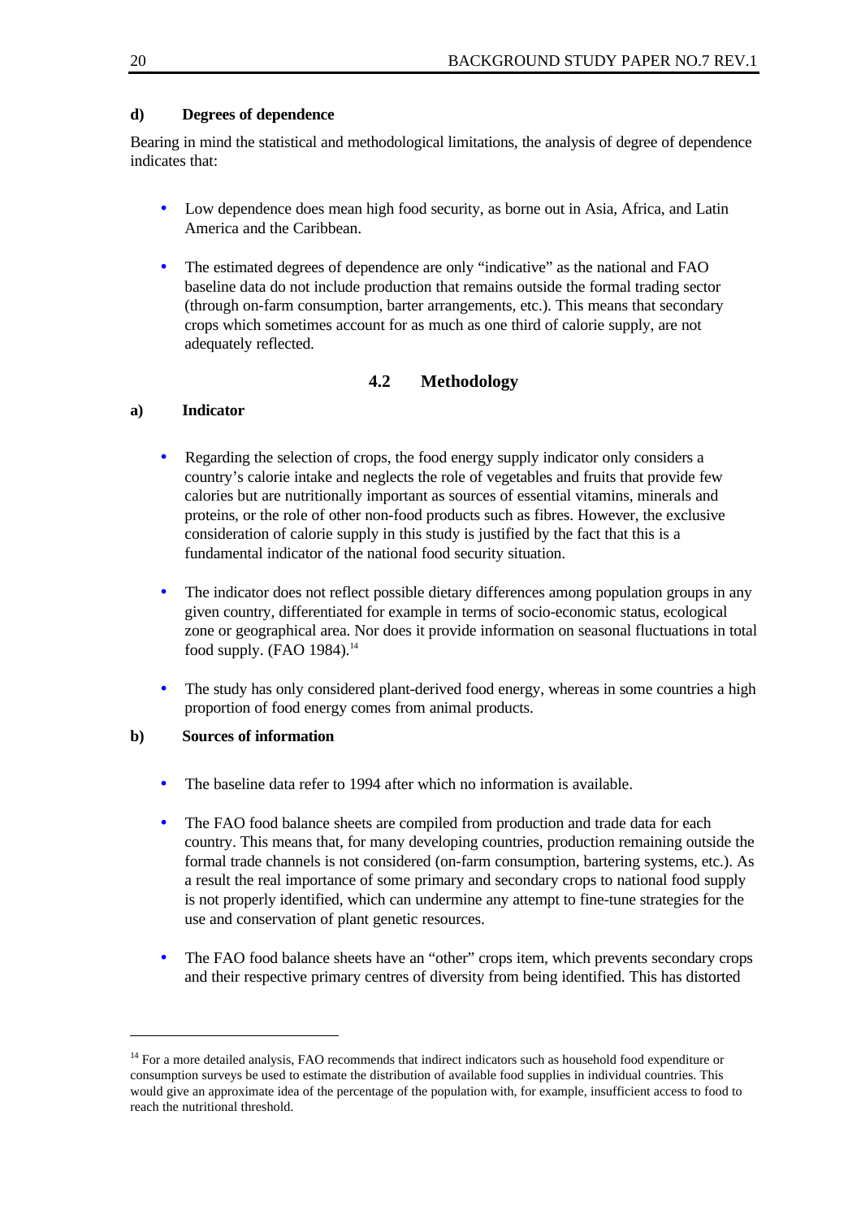**d) Degrees of dependence**

Bearing in mind the statistical and methodological limitations, the analysis of degree of dependence indicates that:

- Low dependence does mean high food security, as borne out in Asia, Africa, and Latin America and the Caribbean.
- The estimated degrees of dependence are only "indicative" as the national and FAO baseline data do not include production that remains outside the formal trading sector (through on-farm consumption, barter arrangements, etc.). This means that secondary crops which sometimes account for as much as one third of calorie supply, are not adequately reflected.

### 4.2 Methodology

**a) Indicator**

- Regarding the selection of crops, the food energy supply indicator only considers a country's calorie intake and neglects the role of vegetables and fruits that provide few calories but are nutritionally important as sources of essential vitamins, minerals and proteins, or the role of other non-food products such as fibres. However, the exclusive consideration of calorie supply in this study is justified by the fact that this is a fundamental indicator of the national food security situation.
- The indicator does not reflect possible dietary differences among population groups in any given country, differentiated for example in terms of socio-economic status, ecological zone or geographical area. Nor does it provide information on seasonal fluctuations in total food supply. (FAO 1984).[14]
- The study has only considered plant-derived food energy, whereas in some countries a high proportion of food energy comes from animal products.

**b) Sources of information**

- The baseline data refer to 1994 after which no information is available.
- The FAO food balance sheets are compiled from production and trade data for each country. This means that, for many developing countries, production remaining outside the formal trade channels is not considered (on-farm consumption, bartering systems, etc.). As a result the real importance of some primary and secondary crops to national food supply is not properly identified, which can undermine any attempt to fine-tune strategies for the use and conservation of plant genetic resources.
- The FAO food balance sheets have an "other" crops item, which prevents secondary crops and their respective primary centres of diversity from being identified. This has distorted

---

[14] For a more detailed analysis, FAO recommends that indirect indicators such as household food expenditure or consumption surveys be used to estimate the distribution of available food supplies in individual countries. This would give an approximate idea of the percentage of the population with, for example, insufficient access to food to reach the nutritional threshold.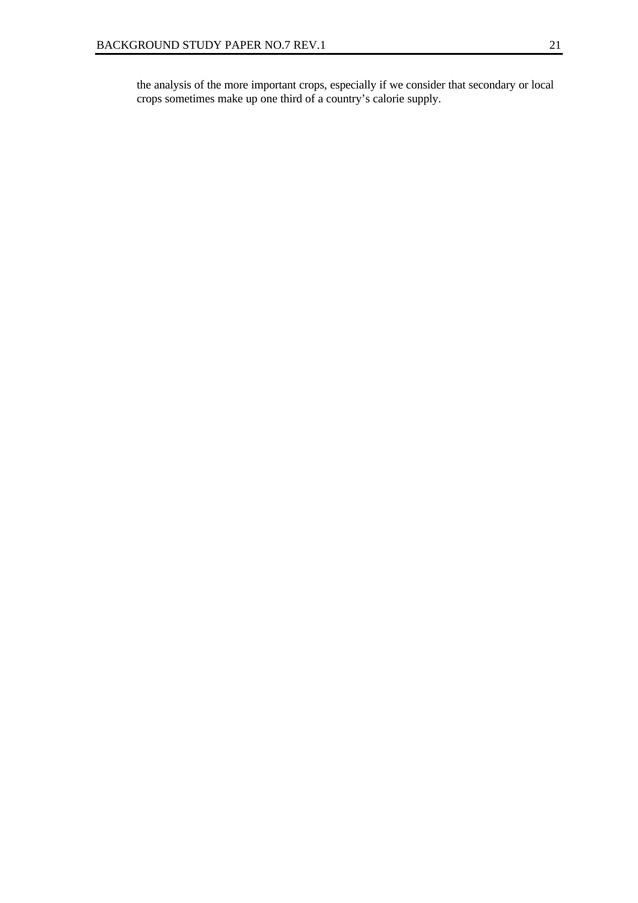the analysis of the more important crops, especially if we consider that secondary or local crops sometimes make up one third of a country's calorie supply.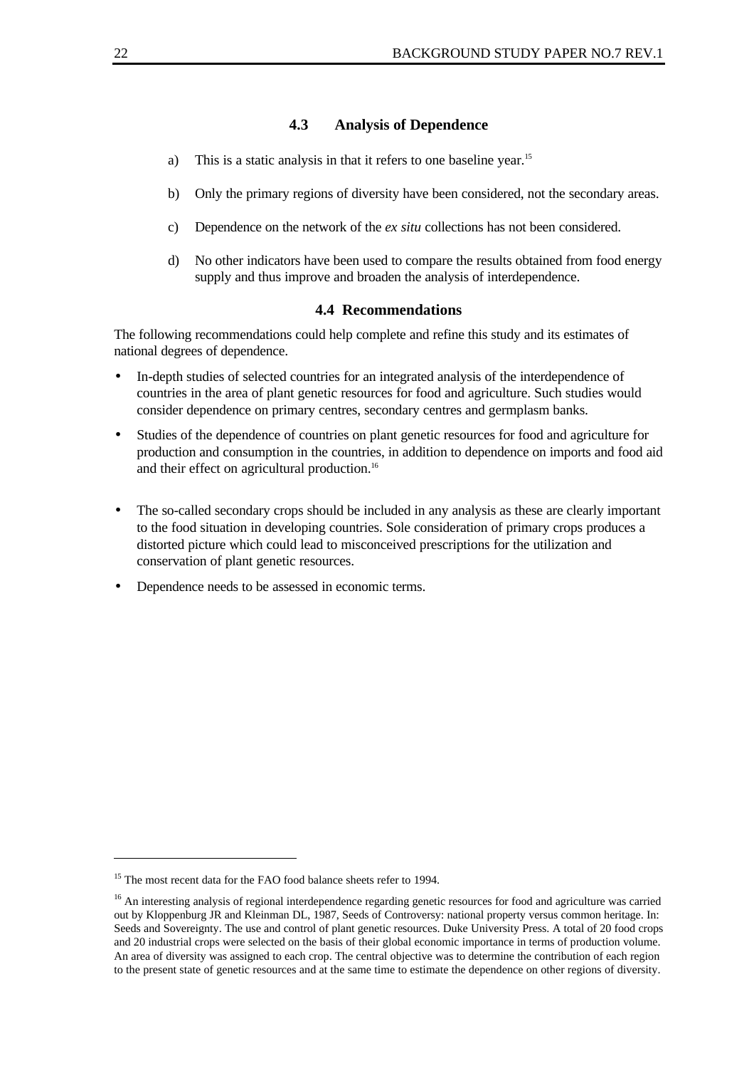### 4.3 Analysis of Dependence

a) This is a static analysis in that it refers to one baseline year.[15]

b) Only the primary regions of diversity have been considered, not the secondary areas.

c) Dependence on the network of the *ex situ* collections has not been considered.

d) No other indicators have been used to compare the results obtained from food energy supply and thus improve and broaden the analysis of interdependence.

### 4.4 Recommendations

The following recommendations could help complete and refine this study and its estimates of national degrees of dependence.

- In-depth studies of selected countries for an integrated analysis of the interdependence of countries in the area of plant genetic resources for food and agriculture. Such studies would consider dependence on primary centres, secondary centres and germplasm banks.
- Studies of the dependence of countries on plant genetic resources for food and agriculture for production and consumption in the countries, in addition to dependence on imports and food aid and their effect on agricultural production.[16]
- The so-called secondary crops should be included in any analysis as these are clearly important to the food situation in developing countries. Sole consideration of primary crops produces a distorted picture which could lead to misconceived prescriptions for the utilization and conservation of plant genetic resources.
- Dependence needs to be assessed in economic terms.

---

[15] The most recent data for the FAO food balance sheets refer to 1994.

[16] An interesting analysis of regional interdependence regarding genetic resources for food and agriculture was carried out by Kloppenburg JR and Kleinman DL, 1987, Seeds of Controversy: national property versus common heritage. In: Seeds and Sovereignty. The use and control of plant genetic resources. Duke University Press. A total of 20 food crops and 20 industrial crops were selected on the basis of their global economic importance in terms of production volume. An area of diversity was assigned to each crop. The central objective was to determine the contribution of each region to the present state of genetic resources and at the same time to estimate the dependence on other regions of diversity.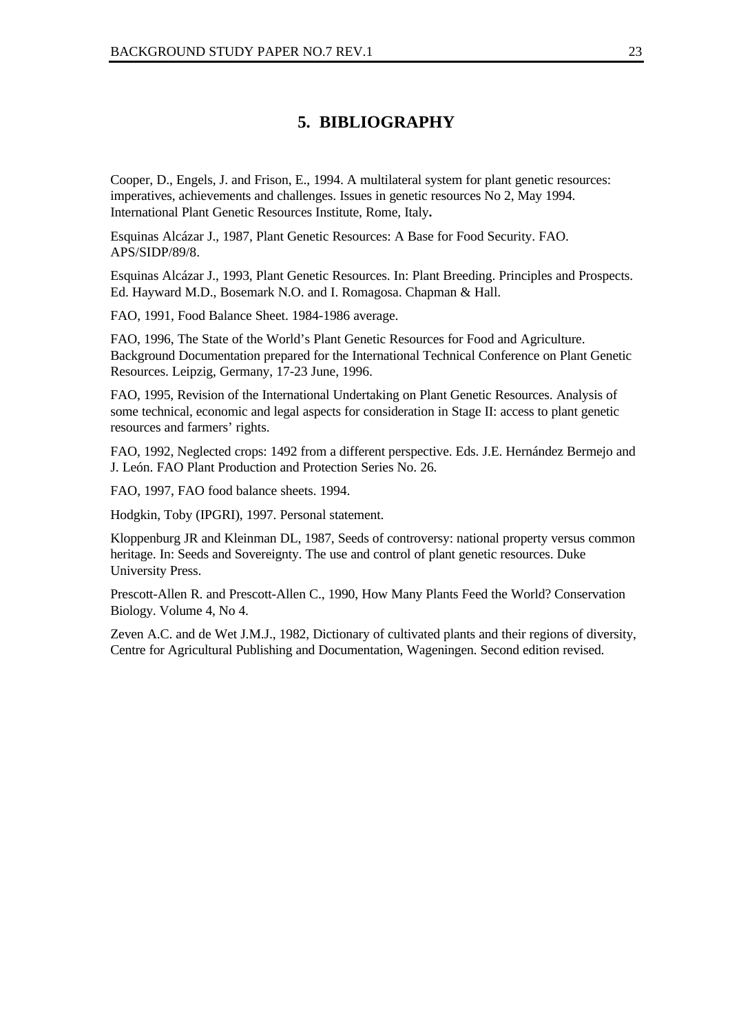# 5. BIBLIOGRAPHY

Cooper, D., Engels, J. and Frison, E., 1994. A multilateral system for plant genetic resources: imperatives, achievements and challenges. Issues in genetic resources No 2, May 1994. International Plant Genetic Resources Institute, Rome, Italy**.**

Esquinas Alcázar J., 1987, Plant Genetic Resources: A Base for Food Security. FAO. APS/SIDP/89/8.

Esquinas Alcázar J., 1993, Plant Genetic Resources. In: Plant Breeding. Principles and Prospects. Ed. Hayward M.D., Bosemark N.O. and I. Romagosa. Chapman & Hall.

FAO, 1991, Food Balance Sheet. 1984-1986 average.

FAO, 1996, The State of the World's Plant Genetic Resources for Food and Agriculture. Background Documentation prepared for the International Technical Conference on Plant Genetic Resources. Leipzig, Germany, 17-23 June, 1996.

FAO, 1995, Revision of the International Undertaking on Plant Genetic Resources. Analysis of some technical, economic and legal aspects for consideration in Stage II: access to plant genetic resources and farmers' rights.

FAO, 1992, Neglected crops: 1492 from a different perspective. Eds. J.E. Hernández Bermejo and J. León. FAO Plant Production and Protection Series No. 26.

FAO, 1997, FAO food balance sheets. 1994.

Hodgkin, Toby (IPGRI), 1997. Personal statement.

Kloppenburg JR and Kleinman DL, 1987, Seeds of controversy: national property versus common heritage. In: Seeds and Sovereignty. The use and control of plant genetic resources. Duke University Press.

Prescott-Allen R. and Prescott-Allen C., 1990, How Many Plants Feed the World? Conservation Biology. Volume 4, No 4.

Zeven A.C. and de Wet J.M.J., 1982, Dictionary of cultivated plants and their regions of diversity, Centre for Agricultural Publishing and Documentation, Wageningen. Second edition revised.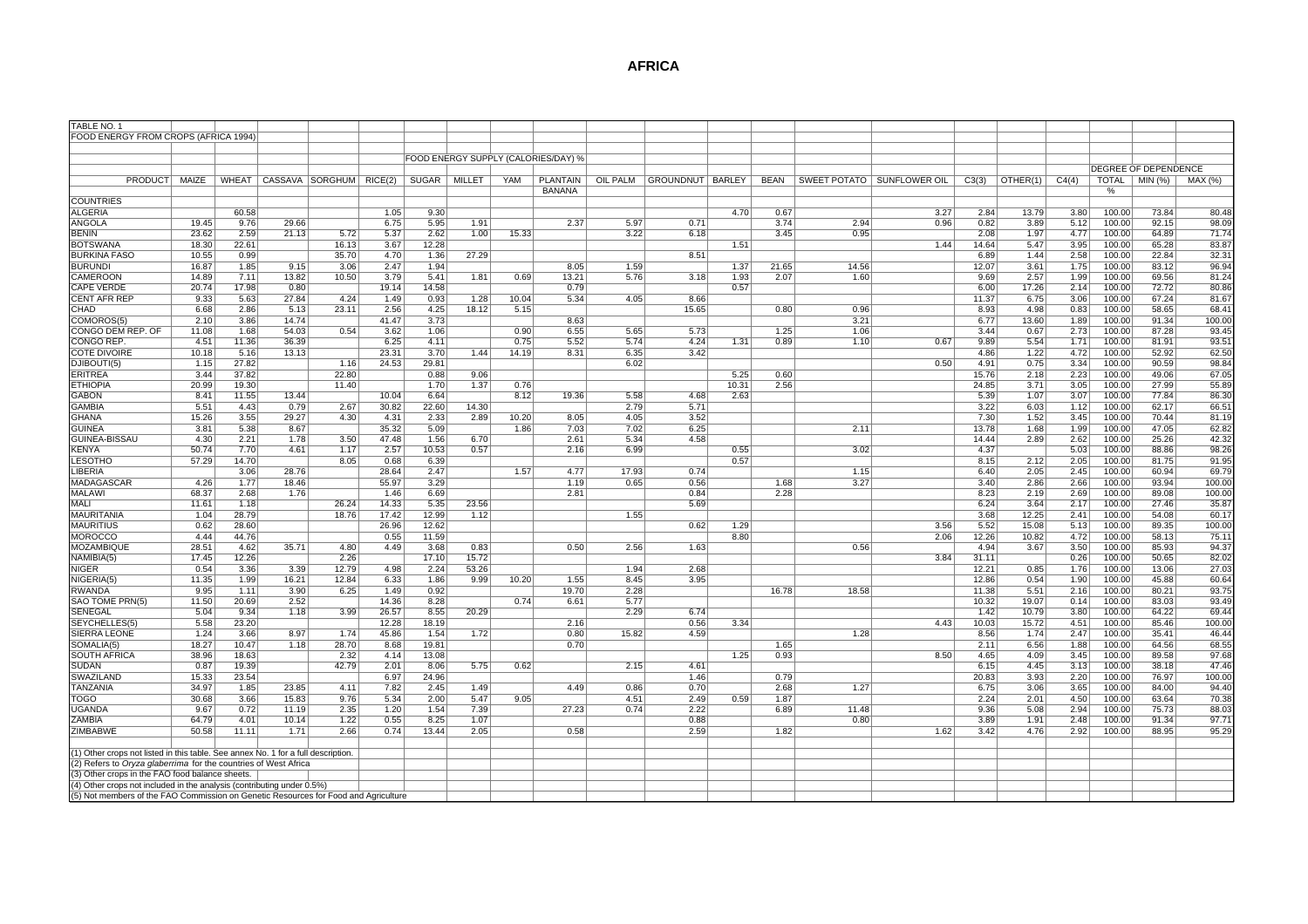# AFRICA

TABLE NO. 1

FOOD ENERGY FROM CROPS (AFRICA 1994)

FOOD ENERGY SUPPLY (CALORIES/DAY) %

| PRODUCT | MAIZE | WHEAT | CASSAVA | SORGHUM | RICE(2) | SUGAR | MILLET | YAM | PLANTAIN BANANA | OIL PALM | GROUNDNUT | BARLEY | BEAN | SWEET POTATO | SUNFLOWER OIL | C3(3) | OTHER(1) | C4(4) | DEGREE OF DEPENDENCE | | |
|---|---|---|---|---|---|---|---|---|---|---|---|---|---|---|---|---|---|---|---|---|---|
| | | | | | | | | | | | | | | | | | | | TOTAL % | MIN (%) | MAX (%) |
| COUNTRIES | | | | | | | | | | | | | | | | | | | | | |
| ALGERIA | | 60.58 | | | 1.05 | 9.30 | | | | | | 4.70 | 0.67 | | 3.27 | 2.84 | 13.79 | 3.80 | 100.00 | 73.84 | 80.48 |
| ANGOLA | 19.45 | 9.76 | 29.66 | | 6.75 | 5.95 | 1.91 | | 2.37 | 5.97 | 0.71 | | 3.74 | 2.94 | 0.96 | 0.82 | 3.89 | 5.12 | 100.00 | 92.15 | 98.09 |
| BENIN | 23.62 | 2.59 | 21.13 | 5.72 | 5.37 | 2.62 | 1.00 | 15.33 | | 3.22 | 6.18 | | 3.45 | 0.95 | | 2.08 | 1.97 | 4.77 | 100.00 | 64.89 | 71.74 |
| BOTSWANA | 18.30 | 22.61 | | 16.13 | 3.67 | 12.28 | | | | | | 1.51 | | | 1.44 | 14.64 | 5.47 | 3.95 | 100.00 | 65.28 | 83.87 |
| BURKINA FASO | 10.55 | 0.99 | | 35.70 | 4.70 | 1.36 | 27.29 | | | | 8.51 | | | | | 6.89 | 1.44 | 2.58 | 100.00 | 22.84 | 32.31 |
| BURUNDI | 16.87 | 1.85 | 9.15 | 3.06 | 2.47 | 1.94 | | | 8.05 | 1.59 | | 1.37 | 21.65 | 14.56 | | 12.07 | 3.61 | 1.75 | 100.00 | 83.12 | 96.94 |
| CAMEROON | 14.89 | 7.11 | 13.82 | 10.50 | 3.79 | 5.41 | 1.81 | 0.69 | 13.21 | 5.76 | 3.18 | 1.93 | 2.07 | 1.60 | | 9.69 | 2.57 | 1.99 | 100.00 | 69.56 | 81.24 |
| CAPE VERDE | 20.74 | 17.98 | 0.80 | | 19.14 | 14.58 | | | 0.79 | | | 0.57 | | | | 6.00 | 17.26 | 2.14 | 100.00 | 72.72 | 80.86 |
| CENT AFR REP | 9.33 | 5.63 | 27.84 | 4.24 | 1.49 | 0.93 | 1.28 | 10.04 | 5.34 | 4.05 | 8.66 | | | | | 11.37 | 6.75 | 3.06 | 100.00 | 67.24 | 81.67 |
| CHAD | 6.68 | 2.86 | 5.13 | 23.11 | 2.56 | 4.25 | 18.12 | 5.15 | | | 15.65 | | 0.80 | 0.96 | | 8.93 | 4.98 | 0.83 | 100.00 | 58.65 | 68.41 |
| COMOROS(5) | 2.10 | 3.86 | 14.74 | | 41.47 | 3.73 | | | 8.63 | | | | | 3.21 | | 6.77 | 13.60 | 1.89 | 100.00 | 91.34 | 100.00 |
| CONGO DEM REP. OF | 11.08 | 1.68 | 54.03 | 0.54 | 3.62 | 1.06 | | 0.90 | 6.55 | 5.65 | 5.73 | | 1.25 | 1.06 | | 3.44 | 0.67 | 2.73 | 100.00 | 87.28 | 93.45 |
| CONGO REP. | 4.51 | 11.36 | 36.39 | | 6.25 | 4.11 | | 0.75 | 5.52 | 5.74 | 4.24 | 1.31 | 0.89 | 1.10 | 0.67 | 9.89 | 5.54 | 1.71 | 100.00 | 81.91 | 93.51 |
| COTE D'IVOIRE | 10.18 | 5.16 | 13.13 | | 23.31 | 3.70 | 1.44 | 14.19 | 8.31 | 6.35 | 3.42 | | | | | 4.86 | 1.22 | 4.72 | 100.00 | 52.92 | 62.50 |
| DJIBOUTI(5) | 1.15 | 27.82 | | 1.16 | 24.53 | 29.81 | | | | 6.02 | | | | | 0.50 | 4.91 | 0.75 | 3.34 | 100.00 | 90.59 | 98.84 |
| ERITREA | 3.44 | 37.82 | | 22.80 | | 0.88 | 9.06 | | | | | 5.25 | 0.60 | | | 15.76 | 2.18 | 2.23 | 100.00 | 49.06 | 67.05 |
| ETHIOPIA | 20.99 | 19.30 | | 11.40 | | 1.70 | 1.37 | 0.76 | | | | 10.31 | 2.56 | | | 24.85 | 3.71 | 3.05 | 100.00 | 27.99 | 55.89 |
| GABON | 8.41 | 11.55 | 13.44 | | 10.04 | 6.64 | | 8.12 | 19.36 | 5.58 | 4.68 | 2.63 | | | | 5.39 | 1.07 | 3.07 | 100.00 | 77.84 | 86.30 |
| GAMBIA | 5.51 | 4.43 | 0.79 | 2.67 | 30.82 | 22.60 | 14.30 | | | 2.79 | 5.71 | | | | | 3.22 | 6.03 | 1.12 | 100.00 | 62.17 | 66.51 |
| GHANA | 15.26 | 3.55 | 29.27 | 4.30 | 4.31 | 2.33 | 2.89 | 10.20 | 8.05 | 4.05 | 3.52 | | | | | 7.30 | 1.52 | 3.45 | 100.00 | 70.44 | 81.19 |
| GUINEA | 3.81 | 5.38 | 8.67 | | 35.32 | 5.09 | | 1.86 | 7.03 | 7.02 | 6.25 | | | 2.11 | | 13.78 | 1.68 | 1.99 | 100.00 | 47.05 | 62.82 |
| GUINEA-BISSAU | 4.30 | 2.21 | 1.78 | 3.50 | 47.48 | 1.56 | 6.70 | | 2.61 | 5.34 | 4.58 | | | | | 14.44 | 2.89 | 2.62 | 100.00 | 25.26 | 42.32 |
| KENYA | 50.74 | 7.70 | 4.61 | 1.17 | 2.57 | 10.53 | 0.57 | | 2.16 | 6.99 | | 0.55 | | 3.02 | | 4.37 | | 5.03 | 100.00 | 88.86 | 98.26 |
| LESOTHO | 57.29 | 14.70 | | 8.05 | 0.68 | 6.39 | | | | | | 0.57 | | | | 8.15 | 2.12 | 2.05 | 100.00 | 81.75 | 91.95 |
| LIBERIA | | 3.06 | 28.76 | | 28.64 | 2.47 | | 1.57 | 4.77 | 17.93 | 0.74 | | | 1.15 | | 6.40 | 2.05 | 2.45 | 100.00 | 60.94 | 69.79 |
| MADAGASCAR | 4.26 | 1.77 | 18.46 | | 55.97 | 3.29 | | | 1.19 | 0.65 | 0.56 | | 1.68 | 3.27 | | 3.40 | 2.86 | 2.66 | 100.00 | 93.94 | 100.00 |
| MALAWI | 68.37 | 2.68 | 1.76 | | 1.46 | 6.69 | | | 2.81 | | 0.84 | | 2.28 | | | 8.23 | 2.19 | 2.69 | 100.00 | 89.08 | 100.00 |
| MALI | 11.61 | 1.18 | | 26.24 | 14.33 | 5.35 | 23.56 | | | | 5.69 | | | | | 6.24 | 3.64 | 2.17 | 100.00 | 27.46 | 35.87 |
| MAURITANIA | 1.04 | 28.79 | | 18.76 | 17.42 | 12.99 | 1.12 | | | 1.55 | | | | | | 3.68 | 12.25 | 2.41 | 100.00 | 54.08 | 60.17 |
| MAURITIUS | 0.62 | 28.60 | | | 26.96 | 12.62 | | | | | 0.62 | 1.29 | | | 3.56 | 5.52 | 15.08 | 5.13 | 100.00 | 89.35 | 100.00 |
| MOROCCO | 4.44 | 44.76 | | | 0.55 | 11.59 | | | | | | 8.80 | | | 2.06 | 12.26 | 10.82 | 4.72 | 100.00 | 58.13 | 75.11 |
| MOZAMBIQUE | 28.51 | 4.62 | 35.71 | 4.80 | 4.49 | 3.68 | 0.83 | | 0.50 | 2.56 | 1.63 | | | 0.56 | | 4.94 | 3.67 | 3.50 | 100.00 | 85.93 | 94.37 |
| NAMIBIA(5) | 17.45 | 12.26 | | 2.26 | | 17.10 | 15.72 | | | | | | | | 3.84 | 31.11 | | 0.26 | 100.00 | 50.65 | 82.02 |
| NIGER | 0.54 | 3.36 | 3.39 | 12.79 | 4.98 | 2.24 | 53.26 | | | 1.94 | 2.68 | | | | | 12.21 | 0.85 | 1.76 | 100.00 | 13.06 | 27.03 |
| NIGERIA(5) | 11.35 | 1.99 | 16.21 | 12.84 | 6.33 | 1.86 | 9.99 | 10.20 | 1.55 | 8.45 | 3.95 | | | | | 12.86 | 0.54 | 1.90 | 100.00 | 45.88 | 60.64 |
| RWANDA | 9.95 | 1.11 | 3.90 | 6.25 | 1.49 | 0.92 | | | 19.70 | 2.28 | | | 16.78 | 18.58 | | 11.38 | 5.51 | 2.16 | 100.00 | 80.21 | 93.75 |
| SAO TOME PRN(5) | 11.50 | 20.69 | 2.52 | | 14.36 | 8.28 | | 0.74 | 6.61 | 5.77 | | | | | | 10.32 | 19.07 | 0.14 | 100.00 | 83.03 | 93.49 |
| SENEGAL | 5.04 | 9.34 | 1.18 | 3.99 | 26.57 | 8.55 | 20.29 | | | 2.29 | 6.74 | | | | | 1.42 | 10.79 | 3.80 | 100.00 | 64.22 | 69.44 |
| SEYCHELLES(5) | 5.58 | 23.20 | | | 12.28 | 18.19 | | | 2.16 | | 0.56 | 3.34 | | | 4.43 | 10.03 | 15.72 | 4.51 | 100.00 | 85.46 | 100.00 |
| SIERRA LEONE | 1.24 | 3.66 | 8.97 | 1.74 | 45.86 | 1.54 | 1.72 | | 0.80 | 15.82 | 4.59 | | | 1.28 | | 8.56 | 1.74 | 2.47 | 100.00 | 35.41 | 46.44 |
| SOMALIA(5) | 18.27 | 10.47 | 1.18 | 28.70 | 8.68 | 19.81 | | | 0.70 | | | | 1.65 | | | 2.11 | 6.56 | 1.88 | 100.00 | 64.56 | 68.55 |
| SOUTH AFRICA | 38.96 | 18.63 | | 2.32 | 4.14 | 13.08 | | | | | | 1.25 | 0.93 | | 8.50 | 4.65 | 4.09 | 3.45 | 100.00 | 89.58 | 97.68 |
| SUDAN | 0.87 | 19.39 | | 42.79 | 2.01 | 8.06 | 5.75 | 0.62 | | 2.15 | 4.61 | | | | | 6.15 | 4.45 | 3.13 | 100.00 | 38.18 | 47.46 |
| SWAZILAND | 15.33 | 23.54 | | | 6.97 | 24.96 | | | | | 1.46 | | 0.79 | | | 20.83 | 3.93 | 2.20 | 100.00 | 76.97 | 100.00 |
| TANZANIA | 34.97 | 1.85 | 23.85 | 4.11 | 7.82 | 2.45 | 1.49 | | 4.49 | 0.86 | 0.70 | | 2.68 | 1.27 | | 6.75 | 3.06 | 3.65 | 100.00 | 84.00 | 94.40 |
| TOGO | 30.68 | 3.66 | 15.83 | 9.76 | 5.34 | 2.00 | 5.47 | 9.05 | | 4.51 | 2.49 | 0.59 | 1.87 | | | 2.24 | 2.01 | 4.50 | 100.00 | 63.64 | 70.38 |
| UGANDA | 9.67 | 0.72 | 11.19 | 2.35 | 1.20 | 1.54 | 7.39 | | 27.23 | 0.74 | 2.22 | | 6.89 | 11.48 | | 9.36 | 5.08 | 2.94 | 100.00 | 75.73 | 88.03 |
| ZAMBIA | 64.79 | 4.01 | 10.14 | 1.22 | 0.55 | 8.25 | 1.07 | | | | 0.88 | | | 0.80 | | 3.89 | 1.91 | 2.48 | 100.00 | 91.34 | 97.71 |
| ZIMBABWE | 50.58 | 11.11 | 1.71 | 2.66 | 0.74 | 13.44 | 2.05 | | 0.58 | | 2.59 | | 1.82 | | 1.62 | 3.42 | 4.76 | 2.92 | 100.00 | 88.95 | 95.29 |

(1) Other crops not listed in this table. See annex No. 1 for a full description.

(2) Refers to *Oryza glaberrima* for the countries of West Africa

(3) Other crops in the FAO food balance sheets.

(4) Other crops not included in the analysis (contributing under 0.5%)

(5) Not members of the FAO Commission on Genetic Resources for Food and Agriculture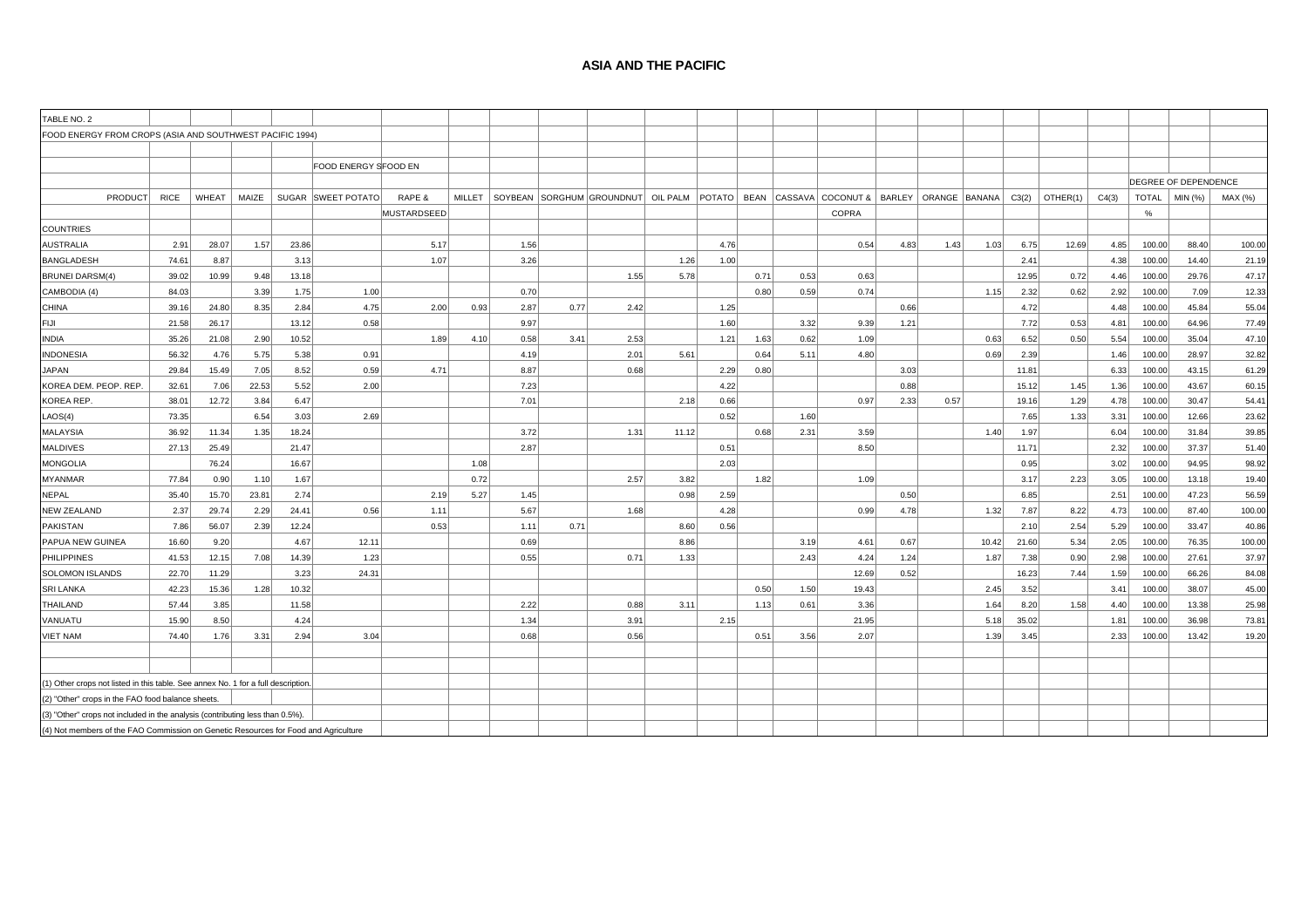# ASIA AND THE PACIFIC

TABLE NO. 2

FOOD ENERGY FROM CROPS (ASIA AND SOUTHWEST PACIFIC 1994)

FOOD ENERGY SFOOD EN

| PRODUCT | RICE | WHEAT | MAIZE | SUGAR | SWEET POTATO | RAPE & MUSTARDSEED | MILLET | SOYBEAN | SORGHUM | GROUNDNUT | OIL PALM | POTATO | BEAN | CASSAVA | COCONUT & COPRA | BARLEY | ORANGE | BANANA | C3(2) | OTHER(1) | C4(3) | DEGREE OF DEPENDENCE TOTAL % | MIN (%) | MAX (%) |
|---|---|---|---|---|---|---|---|---|---|---|---|---|---|---|---|---|---|---|---|---|---|---|---|---|
| COUNTRIES | | | | | | | | | | | | | | | | | | | | | | | | |
| AUSTRALIA | 2.91 | 28.07 | 1.57 | 23.86 | | 5.17 | | 1.56 | | | | 4.76 | | | 0.54 | 4.83 | 1.43 | 1.03 | 6.75 | 12.69 | 4.85 | 100.00 | 88.40 | 100.00 |
| BANGLADESH | 74.61 | 8.87 | | 3.13 | | 1.07 | | 3.26 | | | 1.26 | 1.00 | | | | | | | 2.41 | | 4.38 | 100.00 | 14.40 | 21.19 |
| BRUNEI DARSM(4) | 39.02 | 10.99 | 9.48 | 13.18 | | | | | | 1.55 | 5.78 | | 0.71 | 0.53 | 0.63 | | | | 12.95 | 0.72 | 4.46 | 100.00 | 29.76 | 47.17 |
| CAMBODIA (4) | 84.03 | | 3.39 | 1.75 | 1.00 | | | 0.70 | | | | | 0.80 | 0.59 | 0.74 | | | 1.15 | 2.32 | 0.62 | 2.92 | 100.00 | 7.09 | 12.33 |
| CHINA | 39.16 | 24.80 | 8.35 | 2.84 | 4.75 | 2.00 | 0.93 | 2.87 | 0.77 | 2.42 | | 1.25 | | | | 0.66 | | | 4.72 | | 4.48 | 100.00 | 45.84 | 55.04 |
| FIJI | 21.58 | 26.17 | | 13.12 | 0.58 | | | 9.97 | | | | 1.60 | | 3.32 | 9.39 | 1.21 | | | 7.72 | 0.53 | 4.81 | 100.00 | 64.96 | 77.49 |
| INDIA | 35.26 | 21.08 | 2.90 | 10.52 | | 1.89 | 4.10 | 0.58 | 3.41 | 2.53 | | 1.21 | 1.63 | 0.62 | 1.09 | | | 0.63 | 6.52 | 0.50 | 5.54 | 100.00 | 35.04 | 47.10 |
| INDONESIA | 56.32 | 4.76 | 5.75 | 5.38 | 0.91 | | | 4.19 | | 2.01 | 5.61 | | 0.64 | 5.11 | 4.80 | | | 0.69 | 2.39 | | 1.46 | 100.00 | 28.97 | 32.82 |
| JAPAN | 29.84 | 15.49 | 7.05 | 8.52 | 0.59 | 4.71 | | 8.87 | | 0.68 | | 2.29 | 0.80 | | | 3.03 | | | 11.81 | | 6.33 | 100.00 | 43.15 | 61.29 |
| KOREA DEM. PEOP. REP. | 32.61 | 7.06 | 22.53 | 5.52 | 2.00 | | | 7.23 | | | | 4.22 | | | | 0.88 | | | 15.12 | 1.45 | 1.36 | 100.00 | 43.67 | 60.15 |
| KOREA REP. | 38.01 | 12.72 | 3.84 | 6.47 | | | | 7.01 | | | 2.18 | 0.66 | | | 0.97 | 2.33 | 0.57 | | 19.16 | 1.29 | 4.78 | 100.00 | 30.47 | 54.41 |
| LAOS(4) | 73.35 | | 6.54 | 3.03 | 2.69 | | | | | | | 0.52 | | 1.60 | | | | | 7.65 | 1.33 | 3.31 | 100.00 | 12.66 | 23.62 |
| MALAYSIA | 36.92 | 11.34 | 1.35 | 18.24 | | | | 3.72 | | 1.31 | 11.12 | | 0.68 | 2.31 | 3.59 | | | 1.40 | 1.97 | | 6.04 | 100.00 | 31.84 | 39.85 |
| MALDIVES | 27.13 | 25.49 | | 21.47 | | | | 2.87 | | | | 0.51 | | | 8.50 | | | | 11.71 | | 2.32 | 100.00 | 37.37 | 51.40 |
| MONGOLIA | | 76.24 | | 16.67 | | | 1.08 | | | | | 2.03 | | | | | | | 0.95 | | 3.02 | 100.00 | 94.95 | 98.92 |
| MYANMAR | 77.84 | 0.90 | 1.10 | 1.67 | | | 0.72 | | | 2.57 | 3.82 | | 1.82 | | 1.09 | | | | 3.17 | 2.23 | 3.05 | 100.00 | 13.18 | 19.40 |
| NEPAL | 35.40 | 15.70 | 23.81 | 2.74 | | 2.19 | 5.27 | 1.45 | | | 0.98 | 2.59 | | | | 0.50 | | | 6.85 | | 2.51 | 100.00 | 47.23 | 56.59 |
| NEW ZEALAND | 2.37 | 29.74 | 2.29 | 24.41 | 0.56 | 1.11 | | 5.67 | | 1.68 | | 4.28 | | | 0.99 | 4.78 | | 1.32 | 7.87 | 8.22 | 4.73 | 100.00 | 87.40 | 100.00 |
| PAKISTAN | 7.86 | 56.07 | 2.39 | 12.24 | | 0.53 | | 1.11 | 0.71 | | 8.60 | 0.56 | | | | | | | 2.10 | 2.54 | 5.29 | 100.00 | 33.47 | 40.86 |
| PAPUA NEW GUINEA | 16.60 | 9.20 | | 4.67 | 12.11 | | | 0.69 | | | 8.86 | | | 3.19 | 4.61 | 0.67 | | 10.42 | 21.60 | 5.34 | 2.05 | 100.00 | 76.35 | 100.00 |
| PHILIPPINES | 41.53 | 12.15 | 7.08 | 14.39 | 1.23 | | | 0.55 | | 0.71 | 1.33 | | | 2.43 | 4.24 | 1.24 | | 1.87 | 7.38 | 0.90 | 2.98 | 100.00 | 27.61 | 37.97 |
| SOLOMON ISLANDS | 22.70 | 11.29 | | 3.23 | 24.31 | | | | | | | | | | 12.69 | 0.52 | | | 16.23 | 7.44 | 1.59 | 100.00 | 66.26 | 84.08 |
| SRI LANKA | 42.23 | 15.36 | 1.28 | 10.32 | | | | | | | | | 0.50 | 1.50 | 19.43 | | | 2.45 | 3.52 | | 3.41 | 100.00 | 38.07 | 45.00 |
| THAILAND | 57.44 | 3.85 | | 11.58 | | | | 2.22 | | 0.88 | 3.11 | | 1.13 | 0.61 | 3.36 | | | 1.64 | 8.20 | 1.58 | 4.40 | 100.00 | 13.38 | 25.98 |
| VANUATU | 15.90 | 8.50 | | 4.24 | | | | 1.34 | | 3.91 | | 2.15 | | | 21.95 | | | 5.18 | 35.02 | | 1.81 | 100.00 | 36.98 | 73.81 |
| VIET NAM | 74.40 | 1.76 | 3.31 | 2.94 | 3.04 | | | 0.68 | | 0.56 | | | 0.51 | 3.56 | 2.07 | | | 1.39 | 3.45 | | 2.33 | 100.00 | 13.42 | 19.20 |

(1) Other crops not listed in this table. See annex No. 1 for a full description.

(2) "Other" crops in the FAO food balance sheets.

(3) "Other" crops not included in the analysis (contributing less than 0.5%).

(4) Not members of the FAO Commission on Genetic Resources for Food and Agriculture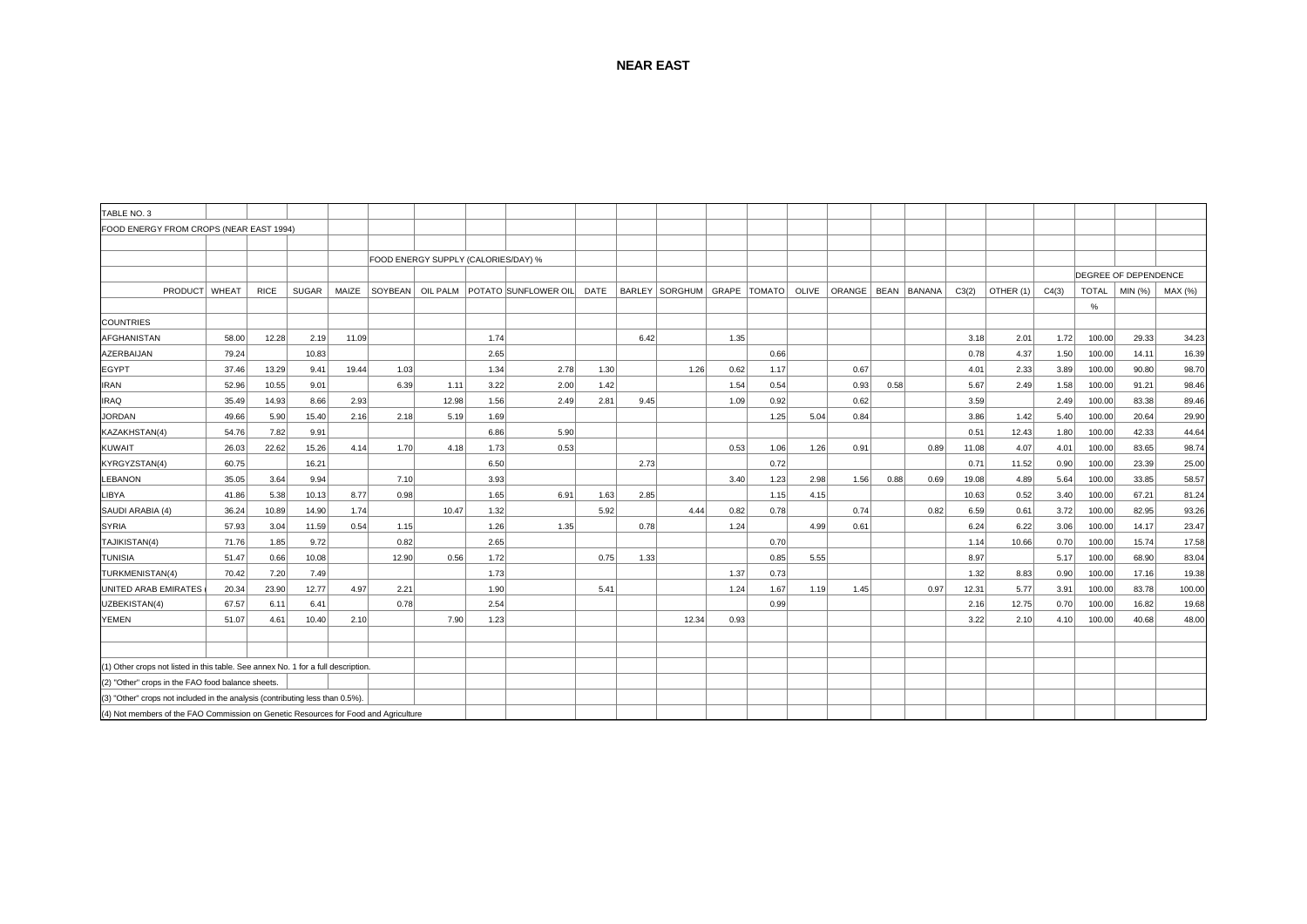TABLE NO. 3

FOOD ENERGY FROM CROPS (NEAR EAST 1994)

| | | | | | FOOD ENERGY SUPPLY (CALORIES/DAY) % | | | | | | | | | | | | | | | | | DEGREE OF DEPENDENCE | | |
|---|---|---|---|---|---|---|---|---|---|---|---|---|---|---|---|---|---|---|---|---|---|---|---|---|
| PRODUCT | WHEAT | RICE | SUGAR | MAIZE | SOYBEAN | OIL PALM | POTATO | SUNFLOWER OIL | DATE | BARLEY | SORGHUM | GRAPE | TOMATO | OLIVE | ORANGE | BEAN | BANANA | C3(2) | OTHER (1) | C4(3) | TOTAL | MIN (%) | MAX (%) |
| | | | | | | | | | | | | | | | | | | | | | % | | |
| COUNTRIES | | | | | | | | | | | | | | | | | | | | | | | |
| AFGHANISTAN | 58.00 | 12.28 | 2.19 | 11.09 | | | 1.74 | | | 6.42 | | 1.35 | | | | | | 3.18 | 2.01 | 1.72 | 100.00 | 29.33 | 34.23 |
| AZERBAIJAN | 79.24 | | 10.83 | | | | 2.65 | | | | | | 0.66 | | | | | 0.78 | 4.37 | 1.50 | 100.00 | 14.11 | 16.39 |
| EGYPT | 37.46 | 13.29 | 9.41 | 19.44 | 1.03 | | 1.34 | 2.78 | 1.30 | | 1.26 | 0.62 | 1.17 | | 0.67 | | | 4.01 | 2.33 | 3.89 | 100.00 | 90.80 | 98.70 |
| IRAN | 52.96 | 10.55 | 9.01 | | 6.39 | 1.11 | 3.22 | 2.00 | 1.42 | | | 1.54 | 0.54 | | 0.93 | 0.58 | | 5.67 | 2.49 | 1.58 | 100.00 | 91.21 | 98.46 |
| IRAQ | 35.49 | 14.93 | 8.66 | 2.93 | | 12.98 | 1.56 | 2.49 | 2.81 | 9.45 | | 1.09 | 0.92 | | 0.62 | | | 3.59 | | 2.49 | 100.00 | 83.38 | 89.46 |
| JORDAN | 49.66 | 5.90 | 15.40 | 2.16 | 2.18 | 5.19 | 1.69 | | | | | | 1.25 | 5.04 | 0.84 | | | 3.86 | 1.42 | 5.40 | 100.00 | 20.64 | 29.90 |
| KAZAKHSTAN(4) | 54.76 | 7.82 | 9.91 | | | | 6.86 | 5.90 | | | | | | | | | | 0.51 | 12.43 | 1.80 | 100.00 | 42.33 | 44.64 |
| KUWAIT | 26.03 | 22.62 | 15.26 | 4.14 | 1.70 | 4.18 | 1.73 | 0.53 | | | | 0.53 | 1.06 | 1.26 | 0.91 | | 0.89 | 11.08 | 4.07 | 4.01 | 100.00 | 83.65 | 98.74 |
| KYRGYZSTAN(4) | 60.75 | | 16.21 | | | | 6.50 | | | 2.73 | | | 0.72 | | | | | 0.71 | 11.52 | 0.90 | 100.00 | 23.39 | 25.00 |
| LEBANON | 35.05 | 3.64 | 9.94 | | 7.10 | | 3.93 | | | | | 3.40 | 1.23 | 2.98 | 1.56 | 0.88 | 0.69 | 19.08 | 4.89 | 5.64 | 100.00 | 33.85 | 58.57 |
| LIBYA | 41.86 | 5.38 | 10.13 | 8.77 | 0.98 | | 1.65 | 6.91 | 1.63 | 2.85 | | | 1.15 | 4.15 | | | | 10.63 | 0.52 | 3.40 | 100.00 | 67.21 | 81.24 |
| SAUDI ARABIA (4) | 36.24 | 10.89 | 14.90 | 1.74 | | 10.47 | 1.32 | | 5.92 | | 4.44 | 0.82 | 0.78 | | 0.74 | | 0.82 | 6.59 | 0.61 | 3.72 | 100.00 | 82.95 | 93.26 |
| SYRIA | 57.93 | 3.04 | 11.59 | 0.54 | 1.15 | | 1.26 | 1.35 | | 0.78 | | 1.24 | | 4.99 | 0.61 | | | 6.24 | 6.22 | 3.06 | 100.00 | 14.17 | 23.47 |
| TAJIKISTAN(4) | 71.76 | 1.85 | 9.72 | | 0.82 | | 2.65 | | | | | | 0.70 | | | | | 1.14 | 10.66 | 0.70 | 100.00 | 15.74 | 17.58 |
| TUNISIA | 51.47 | 0.66 | 10.08 | | 12.90 | 0.56 | 1.72 | | 0.75 | 1.33 | | | 0.85 | 5.55 | | | | 8.97 | | 5.17 | 100.00 | 68.90 | 83.04 |
| TURKMENISTAN(4) | 70.42 | 7.20 | 7.49 | | | | 1.73 | | | | | 1.37 | 0.73 | | | | | 1.32 | 8.83 | 0.90 | 100.00 | 17.16 | 19.38 |
| UNITED ARAB EMIRATES ( | 20.34 | 23.90 | 12.77 | 4.97 | 2.21 | | 1.90 | | 5.41 | | | 1.24 | 1.67 | 1.19 | 1.45 | | 0.97 | 12.31 | 5.77 | 3.91 | 100.00 | 83.78 | 100.00 |
| UZBEKISTAN(4) | 67.57 | 6.11 | 6.41 | | 0.78 | | 2.54 | | | | | | 0.99 | | | | | 2.16 | 12.75 | 0.70 | 100.00 | 16.82 | 19.68 |
| YEMEN | 51.07 | 4.61 | 10.40 | 2.10 | | 7.90 | 1.23 | | | | 12.34 | 0.93 | | | | | | 3.22 | 2.10 | 4.10 | 100.00 | 40.68 | 48.00 |

(1) Other crops not listed in this table. See annex No. 1 for a full description.

(2) "Other" crops in the FAO food balance sheets.

(3) "Other" crops not included in the analysis (contributing less than 0.5%).

(4) Not members of the FAO Commission on Genetic Resources for Food and Agriculture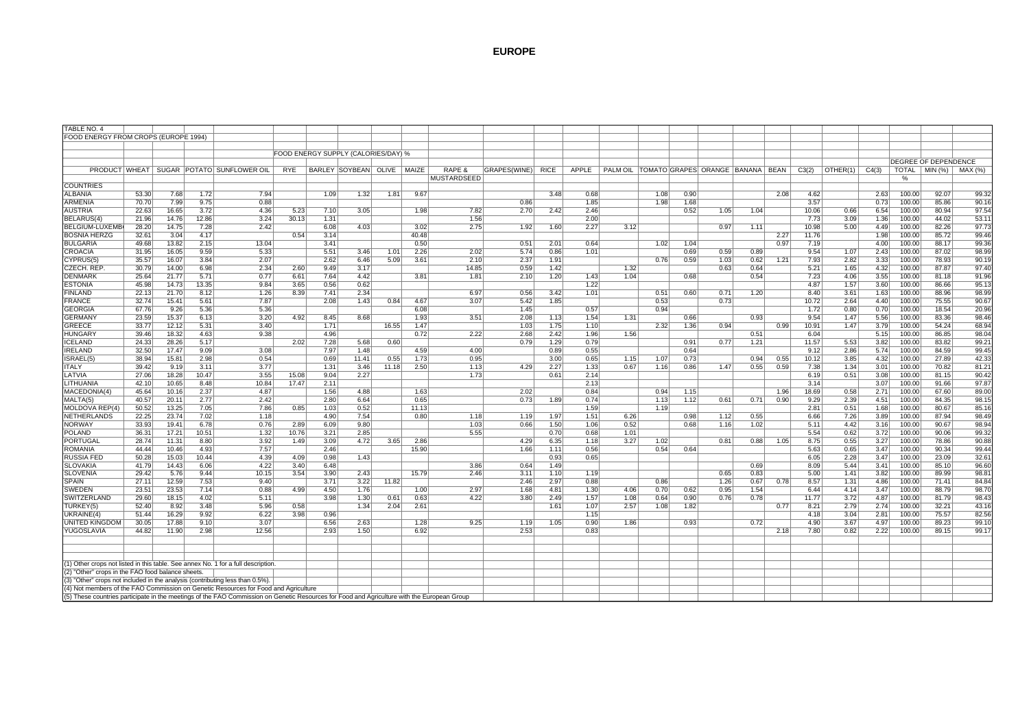# EUROPE

TABLE NO. 4

FOOD ENERGY FROM CROPS (EUROPE 1994)

| PRODUCT | FOOD ENERGY SUPPLY (CALORIES/DAY) % | | | | | | | | | | | | | | | | | | | | | | DEGREE OF DEPENDENCE | | |
|---|---|---|---|---|---|---|---|---|---|---|---|---|---|---|---|---|---|---|---|---|---|---|---|---|---|
| | WHEAT | SUGAR | POTATO | SUNFLOWER OIL | RYE | BARLEY | SOYBEAN | OLIVE | MAIZE | RAPE & MUSTARDSEED | GRAPES(WINE) | RICE | APPLE | PALM OIL | TOMATO | GRAPES | ORANGE | BANANA | BEAN | C3(2) | OTHER(1) | C4(3) | TOTAL % | MIN (%) | MAX (%) |
| **COUNTRIES** | | | | | | | | | | | | | | | | | | | | | | | | | |
| ALBANIA | 53.30 | 7.68 | 1.72 | 7.94 | | 1.09 | 1.32 | 1.81 | 9.67 | | | 3.48 | 0.68 | | 1.08 | 0.90 | | | 2.08 | 4.62 | | 2.63 | 100.00 | 92.07 | 99.32 |
| ARMENIA | 70.70 | 7.99 | 9.75 | 0.88 | | | | | | | 0.86 | | 1.85 | | 1.98 | 1.68 | | | | 3.57 | | 0.73 | 100.00 | 85.86 | 90.16 |
| AUSTRIA | 22.63 | 16.65 | 3.72 | 4.36 | 5.23 | 7.10 | 3.05 | | 1.98 | 7.82 | 2.70 | 2.42 | 2.46 | | | 0.52 | 1.05 | 1.04 | | 10.06 | 0.66 | 6.54 | 100.00 | 80.94 | 97.54 |
| BELARUS(4) | 21.96 | 14.76 | 12.86 | 3.24 | 30.13 | 1.31 | | | | 1.56 | | | 2.00 | | | | | | | 7.73 | 3.09 | 1.36 | 100.00 | 44.02 | 53.11 |
| BELGIUM-LUXEMB | 28.20 | 14.75 | 7.28 | 2.42 | | 6.08 | 4.03 | | 3.02 | 2.75 | 1.92 | 1.60 | 2.27 | 3.12 | | | 0.97 | 1.11 | | 10.98 | 5.00 | 4.49 | 100.00 | 82.26 | 97.73 |
| BOSNIA HERZG | 32.61 | 3.04 | 4.17 | | 0.54 | 3.14 | | | 40.48 | | | | | | | | | | 2.27 | 11.76 | | 1.98 | 100.00 | 85.72 | 99.46 |
| BULGARIA | 49.68 | 13.82 | 2.15 | 13.04 | | 3.41 | | | 0.50 | | 0.51 | 2.01 | 0.64 | | 1.02 | 1.04 | | | 0.97 | 7.19 | | 4.00 | 100.00 | 88.17 | 99.36 |
| CROACIA | 31.95 | 16.05 | 9.59 | 5.33 | | 5.51 | 3.46 | 1.01 | 2.26 | 2.02 | 5.74 | 0.86 | 1.01 | | | 0.69 | 0.59 | 0.89 | | 9.54 | 1.07 | 2.43 | 100.00 | 87.02 | 98.99 |
| CYPRUS(5) | 35.57 | 16.07 | 3.84 | 2.07 | | 2.62 | 6.46 | 5.09 | 3.61 | 2.10 | 2.37 | 1.91 | | | 0.76 | 0.59 | 1.03 | 0.62 | 1.21 | 7.93 | 2.82 | 3.33 | 100.00 | 78.93 | 90.19 |
| CZECH. REP. | 30.79 | 14.00 | 6.98 | 2.34 | 2.60 | 9.49 | 3.17 | | | 14.85 | 0.59 | 1.42 | | 1.32 | | | 0.63 | 0.64 | | 5.21 | 1.65 | 4.32 | 100.00 | 87.87 | 97.40 |
| DENMARK | 25.64 | 21.77 | 5.71 | 0.77 | 6.61 | 7.64 | 4.42 | | 3.81 | 1.81 | 2.10 | 1.20 | 1.43 | 1.04 | | 0.68 | | 0.54 | | 7.23 | 4.06 | 3.55 | 100.00 | 81.18 | 91.96 |
| ESTONIA | 45.98 | 14.73 | 13.35 | 9.84 | 3.65 | 0.56 | 0.62 | | | | | | 1.22 | | | | | | | 4.87 | 1.57 | 3.60 | 100.00 | 86.66 | 95.13 |
| FINLAND | 22.13 | 21.70 | 8.12 | 1.26 | 8.39 | 7.41 | 2.34 | | | 6.97 | 0.56 | 3.42 | 1.01 | | 0.51 | 0.60 | 0.71 | 1.20 | | 8.40 | 3.61 | 1.63 | 100.00 | 88.96 | 98.99 |
| FRANCE | 32.74 | 15.41 | 5.61 | 7.87 | | 2.08 | 1.43 | 0.84 | 4.67 | 3.07 | 5.42 | 1.85 | | | 0.53 | | 0.73 | | | 10.72 | 2.64 | 4.40 | 100.00 | 75.55 | 90.67 |
| GEORGIA | 67.76 | 9.26 | 5.36 | 5.36 | | | | | 6.08 | | 1.45 | | 0.57 | | 0.94 | | | | | 1.72 | 0.80 | 0.70 | 100.00 | 18.54 | 20.96 |
| GERMANY | 23.59 | 15.37 | 6.13 | 3.20 | 4.92 | 8.45 | 8.68 | | 1.93 | 3.51 | 2.08 | 1.13 | 1.54 | 1.31 | | 0.66 | | 0.93 | | 9.54 | 1.47 | 5.56 | 100.00 | 83.36 | 98.46 |
| GREECE | 33.77 | 12.12 | 5.31 | 3.40 | | 1.71 | | 16.55 | 1.47 | | 1.03 | 1.75 | 1.10 | | 2.32 | 1.36 | 0.94 | | 0.99 | 10.91 | 1.47 | 3.79 | 100.00 | 54.24 | 68.94 |
| HUNGARY | 39.46 | 18.32 | 4.63 | 9.38 | | 4.96 | | | 0.72 | 2.22 | 2.68 | 2.42 | 1.96 | 1.56 | | | | 0.51 | | 6.04 | | 5.15 | 100.00 | 86.85 | 98.04 |
| ICELAND | 24.33 | 28.26 | 5.17 | | 2.02 | 7.28 | 5.68 | 0.60 | | | 0.79 | 1.29 | 0.79 | | | 0.91 | 0.77 | 1.21 | | 11.57 | 5.53 | 3.82 | 100.00 | 83.82 | 99.21 |
| IRELAND | 32.50 | 17.47 | 9.09 | 3.08 | | 7.97 | 1.48 | | 4.59 | 4.00 | | 0.89 | 0.55 | | | 0.64 | | | | 9.12 | 2.86 | 5.74 | 100.00 | 84.59 | 99.45 |
| ISRAEL(5) | 38.94 | 15.81 | 2.98 | 0.54 | | 0.69 | 11.41 | 0.55 | 1.73 | 0.95 | | 3.00 | 0.65 | 1.15 | 1.07 | 0.73 | | 0.94 | 0.55 | 10.12 | 3.85 | 4.32 | 100.00 | 27.89 | 42.33 |
| ITALY | 39.42 | 9.19 | 3.11 | 3.77 | | 1.31 | 3.46 | 11.18 | 2.50 | 1.13 | 4.29 | 2.27 | 1.33 | 0.67 | 1.16 | 0.86 | 1.47 | 0.55 | 0.59 | 7.38 | 1.34 | 3.01 | 100.00 | 70.82 | 81.21 |
| LATVIA | 27.06 | 18.28 | 10.47 | 3.55 | 15.08 | 9.04 | 2.27 | | | 1.73 | | 0.61 | 2.14 | | | | | | | 6.19 | 0.51 | 3.08 | 100.00 | 81.15 | 90.42 |
| LITHUANIA | 42.10 | 10.65 | 8.48 | 10.84 | 17.47 | 2.11 | | | | | | | 2.13 | | | | | | | 3.14 | | 3.07 | 100.00 | 91.66 | 97.87 |
| MACEDONIA(4) | 45.64 | 10.16 | 2.37 | 4.87 | | 1.56 | 4.88 | | 1.63 | | 2.02 | | 0.84 | | 0.94 | 1.15 | | | 1.96 | 18.69 | 0.58 | 2.71 | 100.00 | 67.60 | 89.00 |
| MALTA(5) | 40.57 | 20.11 | 2.77 | 2.42 | | 2.80 | 6.64 | | 0.65 | | 0.73 | 1.89 | 0.74 | | 1.13 | 1.12 | 0.61 | 0.71 | 0.90 | 9.29 | 2.39 | 4.51 | 100.00 | 84.35 | 98.15 |
| MOLDOVA REP(4) | 50.52 | 13.25 | 7.05 | 7.86 | 0.85 | 1.03 | 0.52 | | 11.13 | | | | 1.59 | | 1.19 | | | | | 2.81 | 0.51 | 1.68 | 100.00 | 80.67 | 85.16 |
| NETHERLANDS | 22.25 | 23.74 | 7.02 | 1.18 | | 4.90 | 7.54 | | 0.80 | 1.18 | 1.19 | 1.97 | 1.51 | 6.26 | | 0.98 | 1.12 | 0.55 | | 6.66 | 7.26 | 3.89 | 100.00 | 87.94 | 98.49 |
| NORWAY | 33.93 | 19.41 | 6.78 | 0.76 | 2.89 | 6.09 | 9.80 | | | 1.03 | 0.66 | 1.50 | 1.06 | 0.52 | | 0.68 | 1.16 | 1.02 | | 5.11 | 4.42 | 3.16 | 100.00 | 90.67 | 98.94 |
| POLAND | 36.31 | 17.21 | 10.51 | 1.32 | 10.76 | 3.21 | 2.85 | | | 5.55 | | 0.70 | 0.68 | 1.01 | | | | | | 5.54 | 0.62 | 3.72 | 100.00 | 90.06 | 99.32 |
| PORTUGAL | 28.74 | 11.31 | 8.80 | 3.92 | 1.49 | 3.09 | 4.72 | 3.65 | 2.86 | | 4.29 | 6.35 | 1.18 | 3.27 | 1.02 | | 0.81 | 0.88 | 1.05 | 8.75 | 0.55 | 3.27 | 100.00 | 78.86 | 90.88 |
| ROMANIA | 44.44 | 10.46 | 4.93 | 7.57 | | 2.46 | | | 15.90 | | 1.66 | 1.11 | 0.56 | | 0.54 | 0.64 | | | | 5.63 | 0.65 | 3.47 | 100.00 | 90.34 | 99.44 |
| RUSSIA FED | 50.28 | 15.03 | 10.44 | 4.39 | 4.09 | 0.98 | 1.43 | | | | | 0.93 | 0.65 | | | | | | | 6.05 | 2.28 | 3.47 | 100.00 | 23.09 | 32.61 |
| SLOVAKIA | 41.79 | 14.43 | 6.06 | 4.22 | 3.40 | 6.48 | | | | 3.86 | 0.64 | 1.49 | | | | | | 0.69 | | 8.09 | 5.44 | 3.41 | 100.00 | 85.10 | 96.60 |
| SLOVENIA | 29.42 | 5.76 | 9.44 | 10.15 | 3.54 | 3.90 | 2.43 | | 15.79 | 2.46 | 3.11 | 1.10 | 1.19 | | | | 0.65 | 0.83 | | 5.00 | 1.41 | 3.82 | 100.00 | 89.99 | 98.81 |
| SPAIN | 27.11 | 12.59 | 7.53 | 9.40 | | 3.71 | 3.22 | 11.82 | | | 2.46 | 2.97 | 0.88 | | 0.86 | | 1.26 | 0.67 | 0.78 | 8.57 | 1.31 | 4.86 | 100.00 | 71.41 | 84.84 |
| SWEDEN | 23.51 | 23.53 | 7.14 | 0.88 | 4.99 | 4.50 | 1.76 | | 1.00 | 2.97 | 1.68 | 4.81 | 1.30 | 4.06 | 0.70 | 0.62 | 0.95 | 1.54 | | 6.44 | 4.14 | 3.47 | 100.00 | 88.79 | 98.70 |
| SWITZERLAND | 29.60 | 18.15 | 4.02 | 5.11 | | 3.98 | 1.30 | 0.61 | 0.63 | 4.22 | 3.80 | 2.49 | 1.57 | 1.08 | 0.64 | 0.90 | 0.76 | 0.78 | | 11.77 | 3.72 | 4.87 | 100.00 | 81.79 | 98.43 |
| TURKEY(5) | 52.40 | 8.92 | 3.48 | 5.96 | 0.58 | | 1.34 | 2.04 | 2.61 | | | 1.61 | 1.07 | 2.57 | 1.08 | 1.82 | | | 0.77 | 8.21 | 2.79 | 2.74 | 100.00 | 32.21 | 43.16 |
| UKRAINE(4) | 51.44 | 16.29 | 9.92 | 6.22 | 3.98 | 0.96 | | | | | | | 1.15 | | | | | | | 4.18 | 3.04 | 2.81 | 100.00 | 75.57 | 82.56 |
| UNITED KINGDOM | 30.05 | 17.88 | 9.10 | 3.07 | | 6.56 | 2.63 | | 1.28 | 9.25 | 1.19 | 1.05 | 0.90 | 1.86 | | 0.93 | | 0.72 | | 4.90 | 3.67 | 4.97 | 100.00 | 89.23 | 99.10 |
| YUGOSLAVIA | 44.82 | 11.90 | 2.98 | 12.56 | | 2.93 | 1.50 | | 6.92 | | 2.53 | | 0.83 | | | | | | 2.18 | 7.80 | 0.82 | 2.22 | 100.00 | 89.15 | 99.17 |

(1) Other crops not listed in this table. See annex No. 1 for a full description.
(2) "Other" crops in the FAO food balance sheets.
(3) "Other" crops not included in the analysis (contributing less than 0.5%).
(4) Not members of the FAO Commission on Genetic Resources for Food and Agriculture
(5) These countries participate in the meetings of the FAO Commission on Genetic Resources for Food and Agriculture with the European Group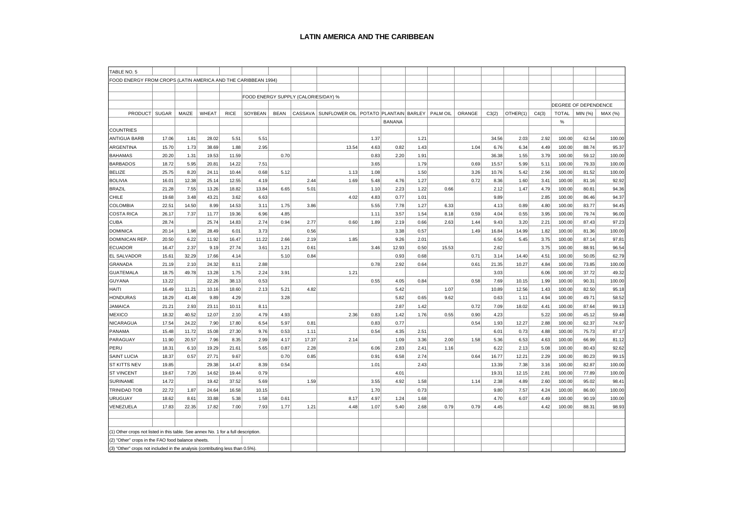# LATIN AMERICA AND THE CARIBBEAN

TABLE NO. 5

FOOD ENERGY FROM CROPS (LATIN AMERICA AND THE CARIBBEAN 1994)

| | FOOD ENERGY SUPPLY (CALORIES/DAY) % | | | | | | | | | | | | | | | | DEGREE OF DEPENDENCE | | |
|---|---|---|---|---|---|---|---|---|---|---|---|---|---|---|---|---|---|---|---|
| PRODUCT | SUGAR | MAIZE | WHEAT | RICE | SOYBEAN | BEAN | CASSAVA | SUNFLOWER OIL | POTATO | PLANTAIN BANANA | BARLEY | PALM OIL | ORANGE | C3(2) | OTHER(1) | C4(3) | TOTAL % | MIN (%) | MAX (%) |
| COUNTRIES | | | | | | | | | | | | | | | | | | | |
| ANTIGUA BARB | 17.06 | 1.81 | 28.02 | 5.51 | 5.51 | | | | 1.37 | | 1.21 | | | 34.56 | 2.03 | 2.92 | 100.00 | 62.54 | 100.00 |
| ARGENTINA | 15.70 | 1.73 | 38.69 | 1.88 | 2.95 | | | 13.54 | 4.63 | 0.82 | 1.43 | | 1.04 | 6.76 | 6.34 | 4.49 | 100.00 | 88.74 | 95.37 |
| BAHAMAS | 20.20 | 1.31 | 19.53 | 11.59 | | 0.70 | | | 0.83 | 2.20 | 1.91 | | | 36.38 | 1.55 | 3.79 | 100.00 | 59.12 | 100.00 |
| BARBADOS | 18.72 | 5.95 | 20.81 | 14.22 | 7.51 | | | | 3.65 | | 1.79 | | 0.69 | 15.57 | 5.99 | 5.11 | 100.00 | 79.33 | 100.00 |
| BELIZE | 25.75 | 8.20 | 24.11 | 10.44 | 0.68 | 5.12 | | 1.13 | 1.08 | | 1.50 | | 3.26 | 10.76 | 5.42 | 2.56 | 100.00 | 81.52 | 100.00 |
| BOLIVIA | 16.01 | 12.38 | 25.14 | 12.55 | 4.19 | | 2.44 | 1.69 | 5.48 | 4.76 | 1.27 | | 0.72 | 8.36 | 1.60 | 3.41 | 100.00 | 81.16 | 92.92 |
| BRAZIL | 21.28 | 7.55 | 13.26 | 18.82 | 13.84 | 6.65 | 5.01 | | 1.10 | 2.23 | 1.22 | 0.66 | | 2.12 | 1.47 | 4.79 | 100.00 | 80.81 | 94.36 |
| CHILE | 19.68 | 3.48 | 43.21 | 3.62 | 6.63 | | | 4.02 | 4.83 | 0.77 | 1.01 | | | 9.89 | | 2.85 | 100.00 | 86.46 | 94.37 |
| COLOMBIA | 22.51 | 14.50 | 8.99 | 14.53 | 3.11 | 1.75 | 3.86 | | 5.55 | 7.78 | 1.27 | 6.33 | | 4.13 | 0.89 | 4.80 | 100.00 | 83.77 | 94.45 |
| COSTA RICA | 26.17 | 7.37 | 11.77 | 19.36 | 6.96 | 4.85 | | | 1.11 | 3.57 | 1.54 | 8.18 | 0.59 | 4.04 | 0.55 | 3.95 | 100.00 | 79.74 | 96.00 |
| CUBA | 28.74 | | 25.74 | 14.83 | 2.74 | 0.94 | 2.77 | 0.60 | 1.89 | 2.19 | 0.66 | 2.63 | 1.44 | 9.43 | 3.20 | 2.21 | 100.00 | 87.43 | 97.23 |
| DOMINICA | 20.14 | 1.98 | 28.49 | 6.01 | 3.73 | | 0.56 | | | 3.38 | 0.57 | | 1.49 | 16.84 | 14.99 | 1.82 | 100.00 | 81.36 | 100.00 |
| DOMINICAN REP. | 20.50 | 6.22 | 11.92 | 16.47 | 11.22 | 2.66 | 2.19 | 1.85 | | 9.26 | 2.01 | | | 6.50 | 5.45 | 3.75 | 100.00 | 87.14 | 97.81 |
| ECUADOR | 16.47 | 2.37 | 9.19 | 27.74 | 3.61 | 1.21 | 0.61 | | 3.46 | 12.93 | 0.50 | 15.53 | | 2.62 | | 3.75 | 100.00 | 88.91 | 96.54 |
| EL SALVADOR | 15.61 | 32.29 | 17.66 | 4.14 | | 5.10 | 0.84 | | | 0.93 | 0.68 | | 0.71 | 3.14 | 14.40 | 4.51 | 100.00 | 50.05 | 62.79 |
| GRANADA | 21.19 | 2.10 | 24.32 | 8.11 | 2.88 | | | | 0.78 | 2.92 | 0.64 | | 0.61 | 21.35 | 10.27 | 4.84 | 100.00 | 73.85 | 100.00 |
| GUATEMALA | 18.75 | 49.78 | 13.28 | 1.75 | 2.24 | 3.91 | | 1.21 | | | | | | 3.03 | | 6.06 | 100.00 | 37.72 | 49.32 |
| GUYANA | 13.22 | | 22.26 | 38.13 | 0.53 | | | | 0.55 | 4.05 | 0.84 | | 0.58 | 7.69 | 10.15 | 1.99 | 100.00 | 90.31 | 100.00 |
| HAITI | 16.49 | 11.21 | 10.16 | 18.60 | 2.13 | 5.21 | 4.82 | | | 5.42 | | 1.07 | | 10.89 | 12.56 | 1.43 | 100.00 | 82.50 | 95.18 |
| HONDURAS | 18.29 | 41.48 | 9.89 | 4.29 | | 3.28 | | | | 5.82 | 0.65 | 9.62 | | 0.63 | 1.11 | 4.94 | 100.00 | 49.71 | 58.52 |
| JAMAICA | 21.21 | 2.93 | 23.11 | 10.11 | 8.11 | | | | | 2.87 | 1.42 | | 0.72 | 7.09 | 18.02 | 4.41 | 100.00 | 87.64 | 99.13 |
| MEXICO | 18.32 | 40.52 | 12.07 | 2.10 | 4.79 | 4.93 | | 2.36 | 0.83 | 1.42 | 1.76 | 0.55 | 0.90 | 4.23 | | 5.22 | 100.00 | 45.12 | 59.48 |
| NICARAGUA | 17.54 | 24.22 | 7.90 | 17.80 | 6.54 | 5.97 | 0.81 | | 0.83 | 0.77 | | | 0.54 | 1.93 | 12.27 | 2.88 | 100.00 | 62.37 | 74.97 |
| PANAMA | 15.48 | 11.72 | 15.08 | 27.30 | 9.76 | 0.53 | 1.11 | | 0.54 | 4.35 | 2.51 | | | 6.01 | 0.73 | 4.88 | 100.00 | 75.73 | 87.17 |
| PARAGUAY | 11.90 | 20.57 | 7.96 | 8.35 | 2.99 | 4.17 | 17.37 | 2.14 | | 1.09 | 3.36 | 2.00 | 1.58 | 5.36 | 6.53 | 4.63 | 100.00 | 66.99 | 81.12 |
| PERU | 18.31 | 6.10 | 19.29 | 21.61 | 5.65 | 0.87 | 2.28 | | 6.06 | 2.83 | 2.41 | 1.16 | | 6.22 | 2.13 | 5.08 | 100.00 | 80.43 | 92.62 |
| SAINT LUCIA | 18.37 | 0.57 | 27.71 | 9.67 | | 0.70 | 0.85 | | 0.91 | 6.58 | 2.74 | | 0.64 | 16.77 | 12.21 | 2.29 | 100.00 | 80.23 | 99.15 |
| ST KITTS NEV | 19.85 | | 29.38 | 14.47 | 8.39 | 0.54 | | | 1.01 | | 2.43 | | | 13.39 | 7.38 | 3.16 | 100.00 | 82.87 | 100.00 |
| ST VINCENT | 19.67 | 7.20 | 14.62 | 19.44 | 0.79 | | | | | 4.01 | | | | 19.31 | 12.15 | 2.81 | 100.00 | 77.89 | 100.00 |
| SURINAME | 14.72 | | 19.42 | 37.52 | 5.69 | | 1.59 | | 3.55 | 4.92 | 1.58 | | 1.14 | 2.38 | 4.89 | 2.60 | 100.00 | 95.02 | 98.41 |
| TRINIDAD TOB | 22.72 | 1.87 | 24.64 | 16.58 | 10.15 | | | | 1.70 | | 0.73 | | | 9.80 | 7.57 | 4.24 | 100.00 | 86.00 | 100.00 |
| URUGUAY | 18.62 | 8.61 | 33.88 | 5.38 | 1.58 | 0.61 | | 8.17 | 4.97 | 1.24 | 1.68 | | | 4.70 | 6.07 | 4.49 | 100.00 | 90.19 | 100.00 |
| VENEZUELA | 17.83 | 22.35 | 17.82 | 7.00 | 7.93 | 1.77 | 1.21 | 4.48 | 1.07 | 5.40 | 2.68 | 0.79 | 0.79 | 4.45 | | 4.42 | 100.00 | 88.31 | 98.93 |

(1) Other crops not listed in this table. See annex No. 1 for a full description.

(2) "Other" crops in the FAO food balance sheets.

(3) "Other" crops not included in the analysis (contributing less than 0.5%).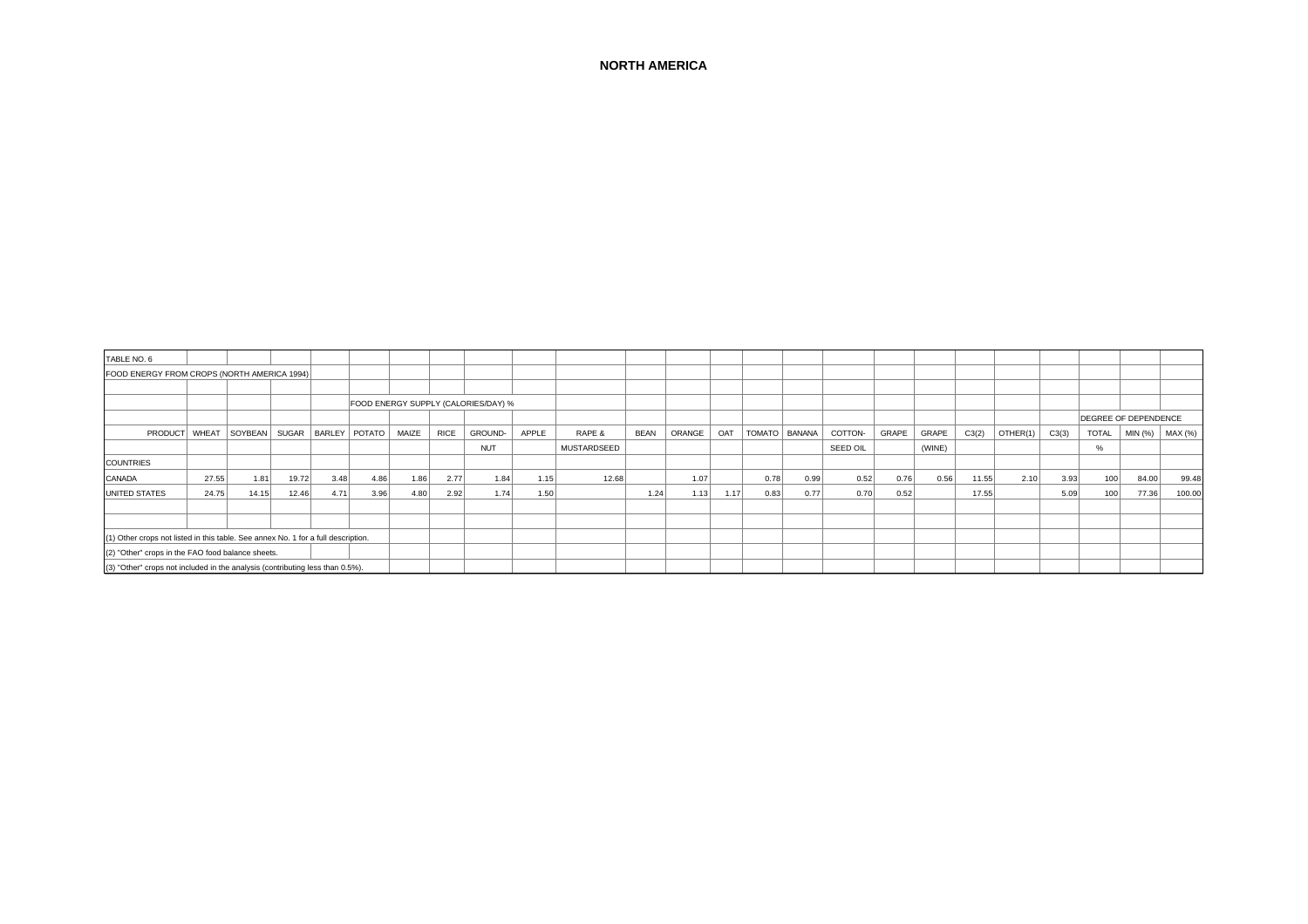## NORTH AMERICA

TABLE NO. 6

FOOD ENERGY FROM CROPS (NORTH AMERICA 1994)

| | | | | | | | | | | | | | | | | | | | | | | | | |
|---|---|---|---|---|---|---|---|---|---|---|---|---|---|---|---|---|---|---|---|---|---|---|---|---|
| | | | | | FOOD ENERGY SUPPLY (CALORIES/DAY) % | | | | | | | | | | | | | | | | | | | |
| | | | | | | | | | | | | | | | | | | | | | | DEGREE OF DEPENDENCE | | |
| PRODUCT | WHEAT | SOYBEAN | SUGAR | BARLEY | POTATO | MAIZE | RICE | GROUND-NUT | APPLE | RAPE & MUSTARDSEED | BEAN | ORANGE | OAT | TOMATO | BANANA | COTTON-SEED OIL | GRAPE | GRAPE (WINE) | C3(2) | OTHER(1) | C3(3) | TOTAL % | MIN (%) | MAX (%) |
| COUNTRIES | | | | | | | | | | | | | | | | | | | | | | | | |
| CANADA | 27.55 | 1.81 | 19.72 | 3.48 | 4.86 | 1.86 | 2.77 | 1.84 | 1.15 | 12.68 | | 1.07 | | 0.78 | 0.99 | 0.52 | 0.76 | 0.56 | 11.55 | 2.10 | 3.93 | 100 | 84.00 | 99.48 |
| UNITED STATES | 24.75 | 14.15 | 12.46 | 4.71 | 3.96 | 4.80 | 2.92 | 1.74 | 1.50 | | 1.24 | 1.13 | 1.17 | 0.83 | 0.77 | 0.70 | 0.52 | | 17.55 | | 5.09 | 100 | 77.36 | 100.00 |

(1) Other crops not listed in this table. See annex No. 1 for a full description.

(2) "Other" crops in the FAO food balance sheets.

(3) "Other" crops not included in the analysis (contributing less than 0.5%).